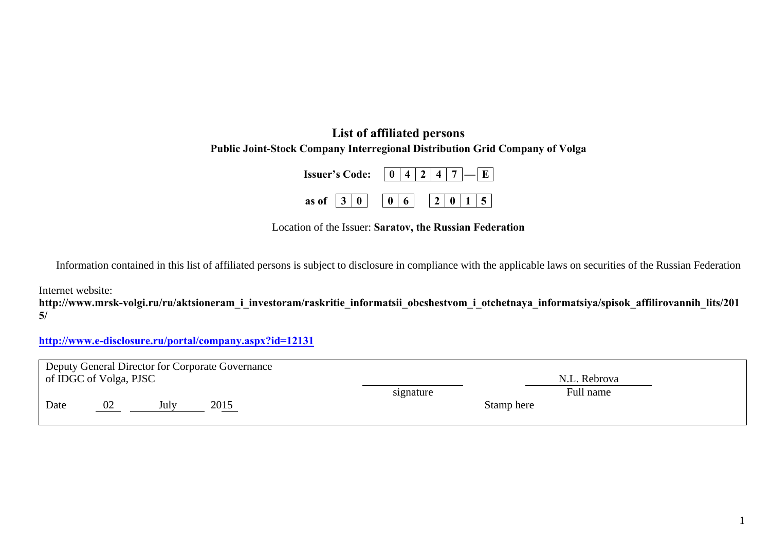# List of affiliated persons

## Public Joint-Stock Company Interregional Distribution Grid Company of Volga

**Issuer's Code: 0 4 2 4 7 — E**

**as of 30 06 2015**

Location of the Issuer: **Saratov, the Russian Federation**

Information contained in this list of affiliated persons is subject to disclosure in compliance with the applicable laws on securities of the Russian Federation

Internet website:
**http://www.mrsk-volgi.ru/ru/aktsioneram_i_investoram/raskritie_informatsii_obcshestvom_i_otchetnaya_informatsiya/spisok_affilirovannih_lits/2015/**

**http://www.e-disclosure.ru/portal/company.aspx?id=12131**

| Deputy General Director for Corporate Governance of IDGC of Volga, PJSC | | N.L. Rebrova |
|---|---|---|
| | signature | Full name |
| Date 02 July 2015 | | Stamp here |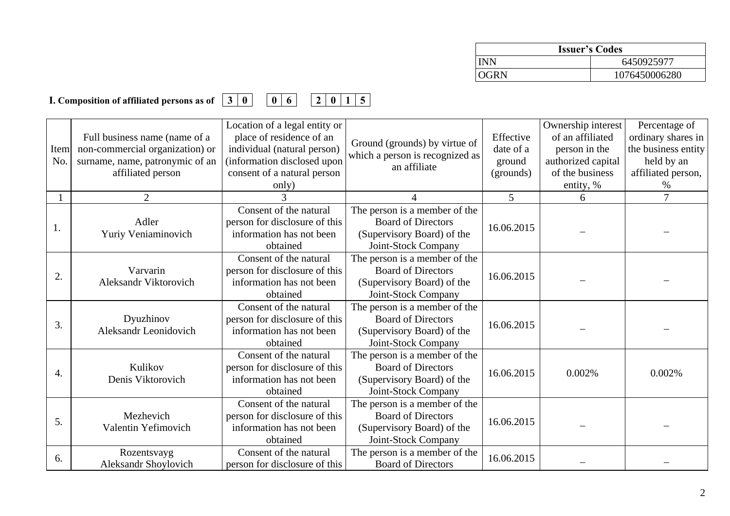| Issuer's Codes | |
|---|---|
| INN | 6450925977 |
| OGRN | 1076450006280 |

**I. Composition of affiliated persons as of 30 06 2015**

| Item No. | Full business name (name of a non-commercial organization) or surname, name, patronymic of an affiliated person | Location of a legal entity or place of residence of an individual (natural person) (information disclosed upon consent of a natural person only) | Ground (grounds) by virtue of which a person is recognized as an affiliate | Effective date of a ground (grounds) | Ownership interest of an affiliated person in the authorized capital of the business entity, % | Percentage of ordinary shares in the business entity held by an affiliated person, % |
|---|---|---|---|---|---|---|
| 1 | 2 | 3 | 4 | 5 | 6 | 7 |
| 1. | Adler Yuriy Veniaminovich | Consent of the natural person for disclosure of this information has not been obtained | The person is a member of the Board of Directors (Supervisory Board) of the Joint-Stock Company | 16.06.2015 | – | – |
| 2. | Varvarin Aleksandr Viktorovich | Consent of the natural person for disclosure of this information has not been obtained | The person is a member of the Board of Directors (Supervisory Board) of the Joint-Stock Company | 16.06.2015 | – | – |
| 3. | Dyuzhinov Aleksandr Leonidovich | Consent of the natural person for disclosure of this information has not been obtained | The person is a member of the Board of Directors (Supervisory Board) of the Joint-Stock Company | 16.06.2015 | – | – |
| 4. | Kulikov Denis Viktorovich | Consent of the natural person for disclosure of this information has not been obtained | The person is a member of the Board of Directors (Supervisory Board) of the Joint-Stock Company | 16.06.2015 | 0.002% | 0.002% |
| 5. | Mezhevich Valentin Yefimovich | Consent of the natural person for disclosure of this information has not been obtained | The person is a member of the Board of Directors (Supervisory Board) of the Joint-Stock Company | 16.06.2015 | – | – |
| 6. | Rozentsvayg Aleksandr Shoylovich | Consent of the natural person for disclosure of this | The person is a member of the Board of Directors | 16.06.2015 | – | – |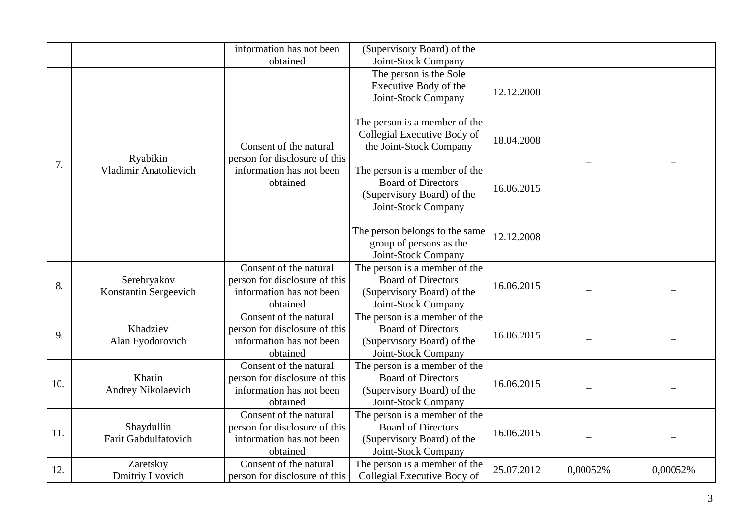| | | | | | | |
|---|---|---|---|---|---|---|
| | | information has not been obtained | (Supervisory Board) of the Joint-Stock Company | | | |
| 7. | Ryabikin Vladimir Anatolievich | Consent of the natural person for disclosure of this information has not been obtained | The person is the Sole Executive Body of the Joint-Stock Company<br><br>The person is a member of the Collegial Executive Body of the Joint-Stock Company<br><br>The person is a member of the Board of Directors (Supervisory Board) of the Joint-Stock Company<br><br>The person belongs to the same group of persons as the Joint-Stock Company | 12.12.2008<br><br>18.04.2008<br><br>16.06.2015<br><br>12.12.2008 | – | – |
| 8. | Serebryakov Konstantin Sergeevich | Consent of the natural person for disclosure of this information has not been obtained | The person is a member of the Board of Directors (Supervisory Board) of the Joint-Stock Company | 16.06.2015 | – | – |
| 9. | Khadziev Alan Fyodorovich | Consent of the natural person for disclosure of this information has not been obtained | The person is a member of the Board of Directors (Supervisory Board) of the Joint-Stock Company | 16.06.2015 | – | – |
| 10. | Kharin Andrey Nikolaevich | Consent of the natural person for disclosure of this information has not been obtained | The person is a member of the Board of Directors (Supervisory Board) of the Joint-Stock Company | 16.06.2015 | – | – |
| 11. | Shaydullin Farit Gabdulfatovich | Consent of the natural person for disclosure of this information has not been obtained | The person is a member of the Board of Directors (Supervisory Board) of the Joint-Stock Company | 16.06.2015 | – | – |
| 12. | Zaretskiy Dmitriy Lvovich | Consent of the natural person for disclosure of this | The person is a member of the Collegial Executive Body of | 25.07.2012 | 0,00052% | 0,00052% |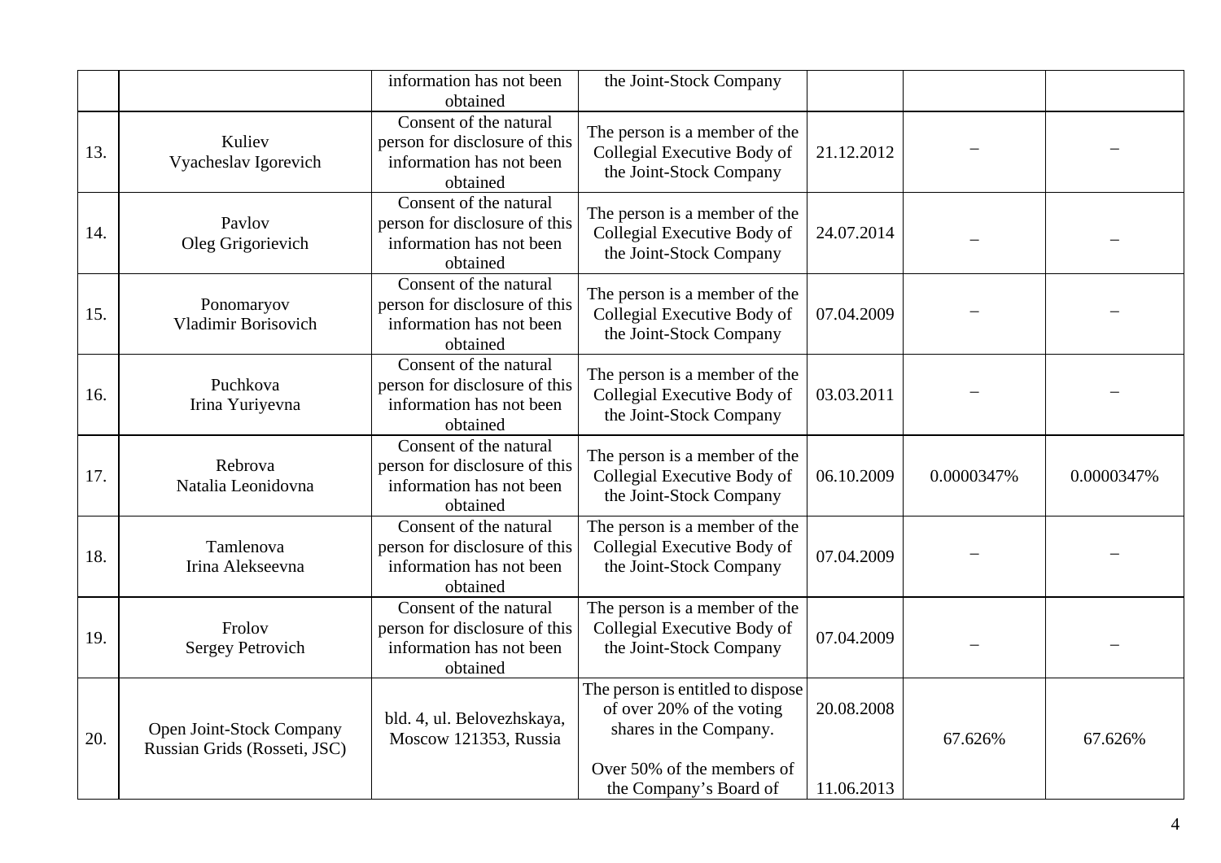| | | | | | | |
|---|---|---|---|---|---|---|
| | | information has not been obtained | the Joint-Stock Company | | | |
| 13. | Kuliev Vyacheslav Igorevich | Consent of the natural person for disclosure of this information has not been obtained | The person is a member of the Collegial Executive Body of the Joint-Stock Company | 21.12.2012 | – | – |
| 14. | Pavlov Oleg Grigorievich | Consent of the natural person for disclosure of this information has not been obtained | The person is a member of the Collegial Executive Body of the Joint-Stock Company | 24.07.2014 | – | – |
| 15. | Ponomaryov Vladimir Borisovich | Consent of the natural person for disclosure of this information has not been obtained | The person is a member of the Collegial Executive Body of the Joint-Stock Company | 07.04.2009 | – | – |
| 16. | Puchkova Irina Yuriyevna | Consent of the natural person for disclosure of this information has not been obtained | The person is a member of the Collegial Executive Body of the Joint-Stock Company | 03.03.2011 | – | – |
| 17. | Rebrova Natalia Leonidovna | Consent of the natural person for disclosure of this information has not been obtained | The person is a member of the Collegial Executive Body of the Joint-Stock Company | 06.10.2009 | 0.0000347% | 0.0000347% |
| 18. | Tamlenova Irina Alekseevna | Consent of the natural person for disclosure of this information has not been obtained | The person is a member of the Collegial Executive Body of the Joint-Stock Company | 07.04.2009 | – | – |
| 19. | Frolov Sergey Petrovich | Consent of the natural person for disclosure of this information has not been obtained | The person is a member of the Collegial Executive Body of the Joint-Stock Company | 07.04.2009 | – | – |
| 20. | Open Joint-Stock Company Russian Grids (Rosseti, JSC) | bld. 4, ul. Belovezhskaya, Moscow 121353, Russia | The person is entitled to dispose of over 20% of the voting shares in the Company.<br><br>Over 50% of the members of the Company's Board of | 20.08.2008<br><br>11.06.2013 | 67.626% | 67.626% |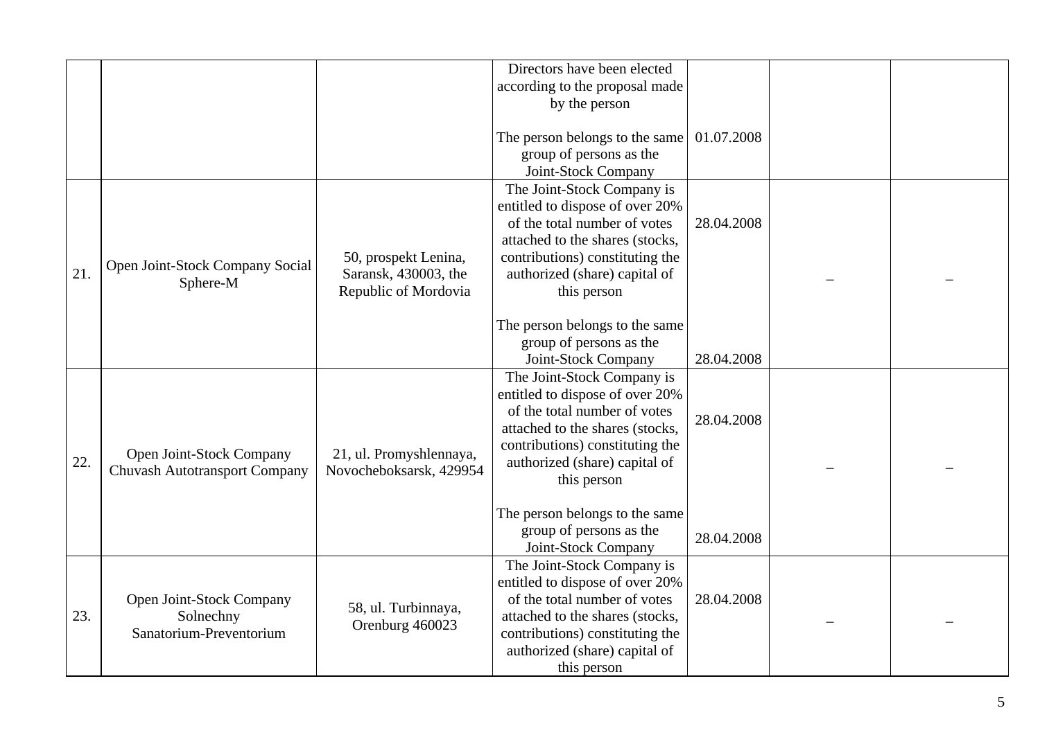| | | | | | | |
|---|---|---|---|---|---|---|
| | | | Directors have been elected according to the proposal made by the person<br><br>The person belongs to the same group of persons as the Joint-Stock Company | 01.07.2008 | | |
| 21. | Open Joint-Stock Company Social Sphere-M | 50, prospekt Lenina, Saransk, 430003, the Republic of Mordovia | The Joint-Stock Company is entitled to dispose of over 20% of the total number of votes attached to the shares (stocks, contributions) constituting the authorized (share) capital of this person<br><br>The person belongs to the same group of persons as the Joint-Stock Company | 28.04.2008<br><br>28.04.2008 | – | – |
| 22. | Open Joint-Stock Company Chuvash Autotransport Company | 21, ul. Promyshlennaya, Novocheboksarsk, 429954 | The Joint-Stock Company is entitled to dispose of over 20% of the total number of votes attached to the shares (stocks, contributions) constituting the authorized (share) capital of this person<br><br>The person belongs to the same group of persons as the Joint-Stock Company | 28.04.2008<br><br>28.04.2008 | – | – |
| 23. | Open Joint-Stock Company Solnechny Sanatorium-Preventorium | 58, ul. Turbinnaya, Orenburg 460023 | The Joint-Stock Company is entitled to dispose of over 20% of the total number of votes attached to the shares (stocks, contributions) constituting the authorized (share) capital of this person | 28.04.2008 | – | – |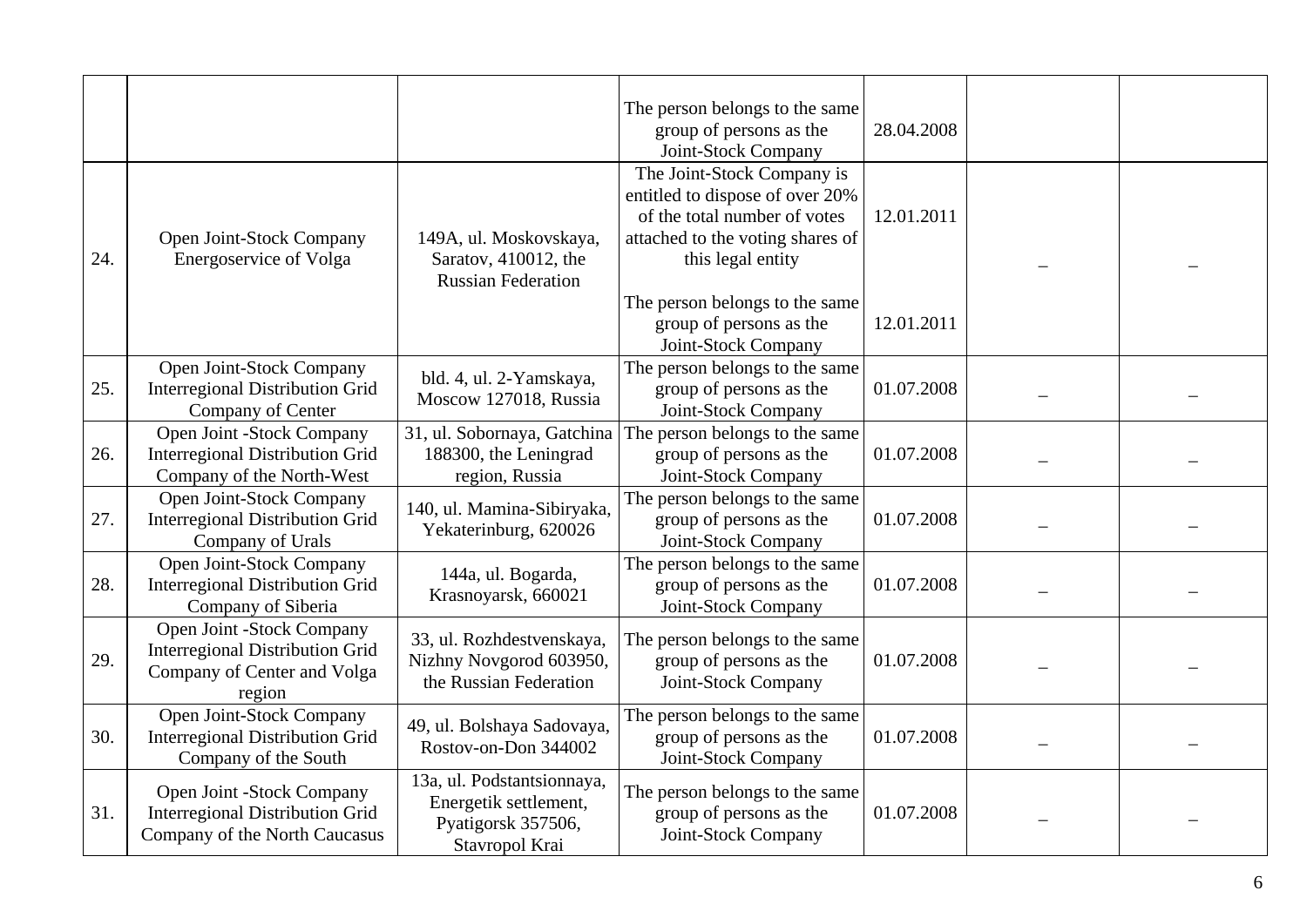| | | | | | | |
|---|---|---|---|---|---|---|
| | | | The person belongs to the same group of persons as the Joint-Stock Company | 28.04.2008 | | |
| 24. | Open Joint-Stock Company Energoservice of Volga | 149A, ul. Moskovskaya, Saratov, 410012, the Russian Federation | The Joint-Stock Company is entitled to dispose of over 20% of the total number of votes attached to the voting shares of this legal entity<br><br>The person belongs to the same group of persons as the Joint-Stock Company | 12.01.2011<br><br>12.01.2011 | – | – |
| 25. | Open Joint-Stock Company Interregional Distribution Grid Company of Center | bld. 4, ul. 2-Yamskaya, Moscow 127018, Russia | The person belongs to the same group of persons as the Joint-Stock Company | 01.07.2008 | – | – |
| 26. | Open Joint -Stock Company Interregional Distribution Grid Company of the North-West | 31, ul. Sobornaya, Gatchina 188300, the Leningrad region, Russia | The person belongs to the same group of persons as the Joint-Stock Company | 01.07.2008 | – | – |
| 27. | Open Joint-Stock Company Interregional Distribution Grid Company of Urals | 140, ul. Mamina-Sibiryaka, Yekaterinburg, 620026 | The person belongs to the same group of persons as the Joint-Stock Company | 01.07.2008 | – | – |
| 28. | Open Joint-Stock Company Interregional Distribution Grid Company of Siberia | 144a, ul. Bogarda, Krasnoyarsk, 660021 | The person belongs to the same group of persons as the Joint-Stock Company | 01.07.2008 | – | – |
| 29. | Open Joint -Stock Company Interregional Distribution Grid Company of Center and Volga region | 33, ul. Rozhdestvenskaya, Nizhny Novgorod 603950, the Russian Federation | The person belongs to the same group of persons as the Joint-Stock Company | 01.07.2008 | – | – |
| 30. | Open Joint-Stock Company Interregional Distribution Grid Company of the South | 49, ul. Bolshaya Sadovaya, Rostov-on-Don 344002 | The person belongs to the same group of persons as the Joint-Stock Company | 01.07.2008 | – | – |
| 31. | Open Joint -Stock Company Interregional Distribution Grid Company of the North Caucasus | 13a, ul. Podstantsionnaya, Energetik settlement, Pyatigorsk 357506, Stavropol Krai | The person belongs to the same group of persons as the Joint-Stock Company | 01.07.2008 | – | – |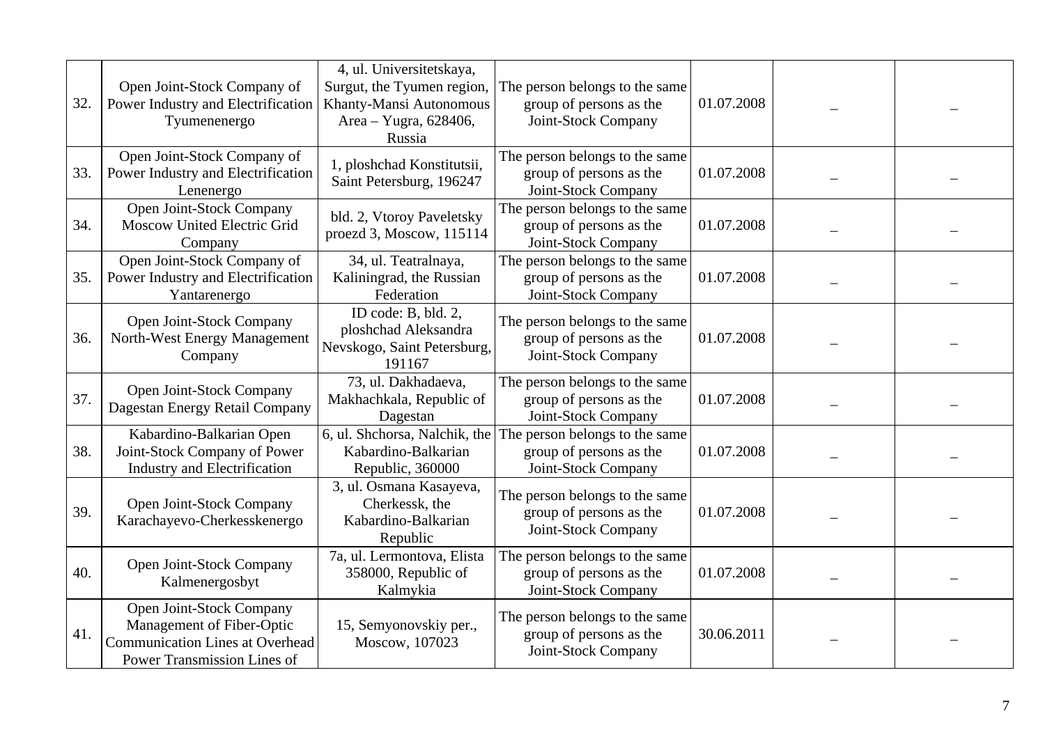| 32. | Open Joint-Stock Company of Power Industry and Electrification Tyumenenergo | 4, ul. Universitetskaya, Surgut, the Tyumen region, Khanty-Mansi Autonomous Area – Yugra, 628406, Russia | The person belongs to the same group of persons as the Joint-Stock Company | 01.07.2008 | – | – |
|---|---|---|---|---|---|---|
| 33. | Open Joint-Stock Company of Power Industry and Electrification Lenenergo | 1, ploshchad Konstitutsii, Saint Petersburg, 196247 | The person belongs to the same group of persons as the Joint-Stock Company | 01.07.2008 | – | – |
| 34. | Open Joint-Stock Company Moscow United Electric Grid Company | bld. 2, Vtoroy Paveletsky proezd 3, Moscow, 115114 | The person belongs to the same group of persons as the Joint-Stock Company | 01.07.2008 | – | – |
| 35. | Open Joint-Stock Company of Power Industry and Electrification Yantarenergo | 34, ul. Teatralnaya, Kaliningrad, the Russian Federation | The person belongs to the same group of persons as the Joint-Stock Company | 01.07.2008 | – | – |
| 36. | Open Joint-Stock Company North-West Energy Management Company | ID code: B, bld. 2, ploshchad Aleksandra Nevskogo, Saint Petersburg, 191167 | The person belongs to the same group of persons as the Joint-Stock Company | 01.07.2008 | – | – |
| 37. | Open Joint-Stock Company Dagestan Energy Retail Company | 73, ul. Dakhadaeva, Makhachkala, Republic of Dagestan | The person belongs to the same group of persons as the Joint-Stock Company | 01.07.2008 | – | – |
| 38. | Kabardino-Balkarian Open Joint-Stock Company of Power Industry and Electrification | 6, ul. Shchorsa, Nalchik, the Kabardino-Balkarian Republic, 360000 | The person belongs to the same group of persons as the Joint-Stock Company | 01.07.2008 | – | – |
| 39. | Open Joint-Stock Company Karachayevo-Cherkesskenergo | 3, ul. Osmana Kasayeva, Cherkessk, the Kabardino-Balkarian Republic | The person belongs to the same group of persons as the Joint-Stock Company | 01.07.2008 | – | – |
| 40. | Open Joint-Stock Company Kalmenergosbyt | 7a, ul. Lermontova, Elista 358000, Republic of Kalmykia | The person belongs to the same group of persons as the Joint-Stock Company | 01.07.2008 | – | – |
| 41. | Open Joint-Stock Company Management of Fiber-Optic Communication Lines at Overhead Power Transmission Lines of | 15, Semyonovskiy per., Moscow, 107023 | The person belongs to the same group of persons as the Joint-Stock Company | 30.06.2011 | – | – |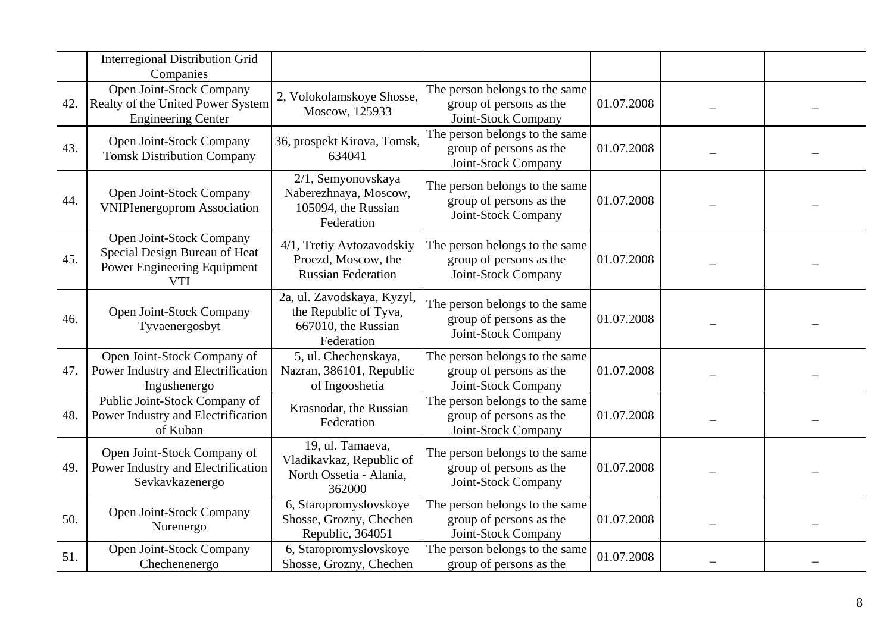|  |  |  |  |  |  |  |
|---|---|---|---|---|---|---|
|  | Interregional Distribution Grid Companies |  |  |  |  |  |
| 42. | Open Joint-Stock Company Realty of the United Power System Engineering Center | 2, Volokolamskoye Shosse, Moscow, 125933 | The person belongs to the same group of persons as the Joint-Stock Company | 01.07.2008 | – | – |
| 43. | Open Joint-Stock Company Tomsk Distribution Company | 36, prospekt Kirova, Tomsk, 634041 | The person belongs to the same group of persons as the Joint-Stock Company | 01.07.2008 | – | – |
| 44. | Open Joint-Stock Company VNIPIenergoprom Association | 2/1, Semyonovskaya Naberezhnaya, Moscow, 105094, the Russian Federation | The person belongs to the same group of persons as the Joint-Stock Company | 01.07.2008 | – | – |
| 45. | Open Joint-Stock Company Special Design Bureau of Heat Power Engineering Equipment VTI | 4/1, Tretiy Avtozavodskiy Proezd, Moscow, the Russian Federation | The person belongs to the same group of persons as the Joint-Stock Company | 01.07.2008 | – | – |
| 46. | Open Joint-Stock Company Tyvaenergosbyt | 2a, ul. Zavodskaya, Kyzyl, the Republic of Tyva, 667010, the Russian Federation | The person belongs to the same group of persons as the Joint-Stock Company | 01.07.2008 | – | – |
| 47. | Open Joint-Stock Company of Power Industry and Electrification Ingushenergo | 5, ul. Chechenskaya, Nazran, 386101, Republic of Ingooshetia | The person belongs to the same group of persons as the Joint-Stock Company | 01.07.2008 | – | – |
| 48. | Public Joint-Stock Company of Power Industry and Electrification of Kuban | Krasnodar, the Russian Federation | The person belongs to the same group of persons as the Joint-Stock Company | 01.07.2008 | – | – |
| 49. | Open Joint-Stock Company of Power Industry and Electrification Sevkavkazenergo | 19, ul. Tamaeva, Vladikavkaz, Republic of North Ossetia - Alania, 362000 | The person belongs to the same group of persons as the Joint-Stock Company | 01.07.2008 | – | – |
| 50. | Open Joint-Stock Company Nurenergo | 6, Staropromyslovskoye Shosse, Grozny, Chechen Republic, 364051 | The person belongs to the same group of persons as the Joint-Stock Company | 01.07.2008 | – | – |
| 51. | Open Joint-Stock Company Chechenenergo | 6, Staropromyslovskoye Shosse, Grozny, Chechen | The person belongs to the same group of persons as the | 01.07.2008 | – | – |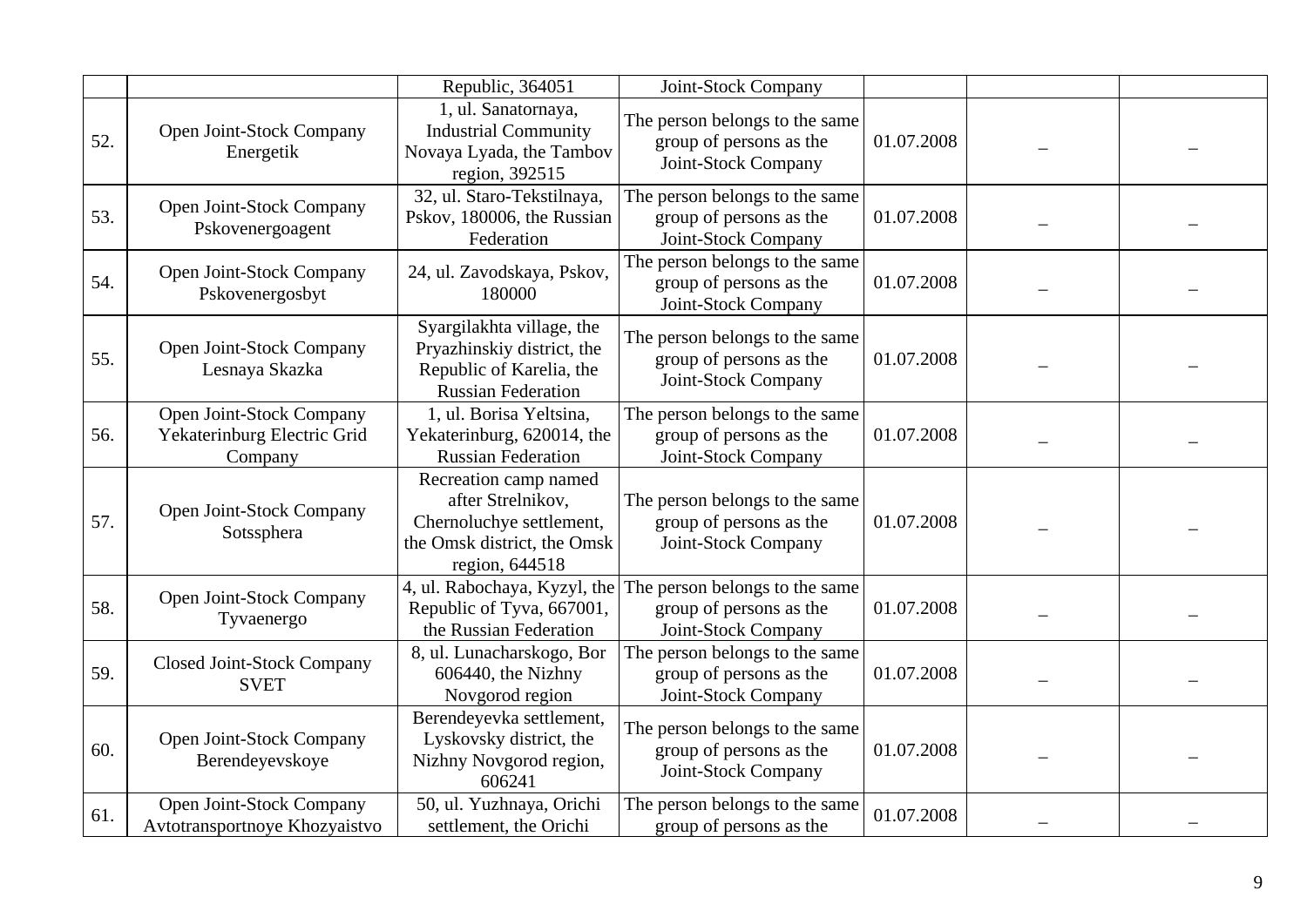|  |  | Republic, 364051 | Joint-Stock Company |  |  |  |
|---|---|---|---|---|---|---|
| 52. | Open Joint-Stock Company Energetik | 1, ul. Sanatornaya, Industrial Community Novaya Lyada, the Tambov region, 392515 | The person belongs to the same group of persons as the Joint-Stock Company | 01.07.2008 | – | – |
| 53. | Open Joint-Stock Company Pskovenergoagent | 32, ul. Staro-Tekstilnaya, Pskov, 180006, the Russian Federation | The person belongs to the same group of persons as the Joint-Stock Company | 01.07.2008 | – | – |
| 54. | Open Joint-Stock Company Pskovenergosbyt | 24, ul. Zavodskaya, Pskov, 180000 | The person belongs to the same group of persons as the Joint-Stock Company | 01.07.2008 | – | – |
| 55. | Open Joint-Stock Company Lesnaya Skazka | Syargilakhta village, the Pryazhinskiy district, the Republic of Karelia, the Russian Federation | The person belongs to the same group of persons as the Joint-Stock Company | 01.07.2008 | – | – |
| 56. | Open Joint-Stock Company Yekaterinburg Electric Grid Company | 1, ul. Borisa Yeltsina, Yekaterinburg, 620014, the Russian Federation | The person belongs to the same group of persons as the Joint-Stock Company | 01.07.2008 | – | – |
| 57. | Open Joint-Stock Company Sotssphera | Recreation camp named after Strelnikov, Chernoluchye settlement, the Omsk district, the Omsk region, 644518 | The person belongs to the same group of persons as the Joint-Stock Company | 01.07.2008 | – | – |
| 58. | Open Joint-Stock Company Tyvaenergo | 4, ul. Rabochaya, Kyzyl, the Republic of Tyva, 667001, the Russian Federation | The person belongs to the same group of persons as the Joint-Stock Company | 01.07.2008 | – | – |
| 59. | Closed Joint-Stock Company SVET | 8, ul. Lunacharskogo, Bor 606440, the Nizhny Novgorod region | The person belongs to the same group of persons as the Joint-Stock Company | 01.07.2008 | – | – |
| 60. | Open Joint-Stock Company Berendeyevskoye | Berendeyevka settlement, Lyskovsky district, the Nizhny Novgorod region, 606241 | The person belongs to the same group of persons as the Joint-Stock Company | 01.07.2008 | – | – |
| 61. | Open Joint-Stock Company Avtotransportnoye Khozyaistvo | 50, ul. Yuzhnaya, Orichi settlement, the Orichi | The person belongs to the same group of persons as the | 01.07.2008 | – | – |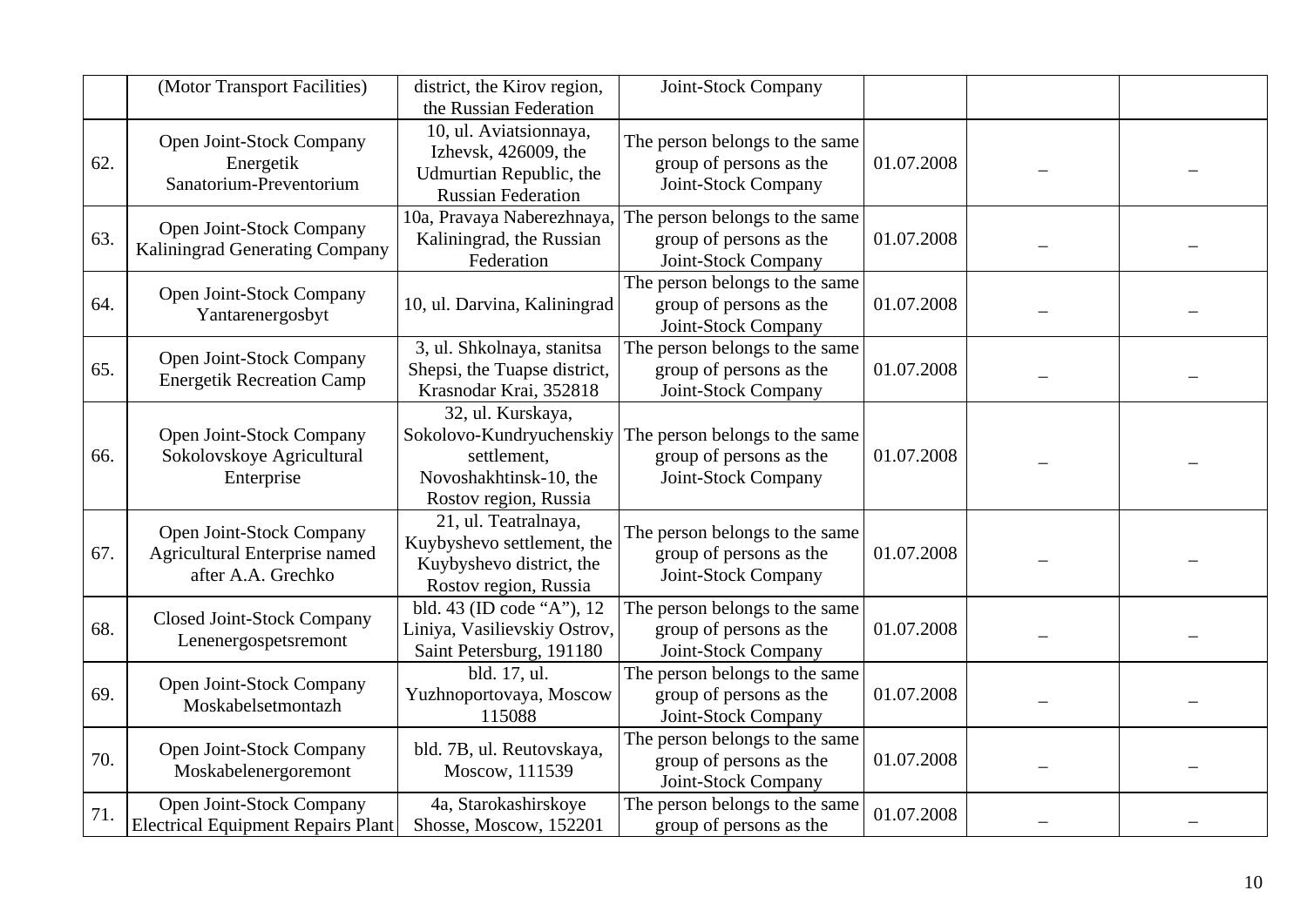| | | | | | | |
|---|---|---|---|---|---|---|
| | (Motor Transport Facilities) | district, the Kirov region, the Russian Federation | Joint-Stock Company | | | |
| 62. | Open Joint-Stock Company Energetik Sanatorium-Preventorium | 10, ul. Aviatsionnaya, Izhevsk, 426009, the Udmurtian Republic, the Russian Federation | The person belongs to the same group of persons as the Joint-Stock Company | 01.07.2008 | – | – |
| 63. | Open Joint-Stock Company Kaliningrad Generating Company | 10a, Pravaya Naberezhnaya, Kaliningrad, the Russian Federation | The person belongs to the same group of persons as the Joint-Stock Company | 01.07.2008 | – | – |
| 64. | Open Joint-Stock Company Yantarenergosbyt | 10, ul. Darvina, Kaliningrad | The person belongs to the same group of persons as the Joint-Stock Company | 01.07.2008 | – | – |
| 65. | Open Joint-Stock Company Energetik Recreation Camp | 3, ul. Shkolnaya, stanitsa Shepsi, the Tuapse district, Krasnodar Krai, 352818 | The person belongs to the same group of persons as the Joint-Stock Company | 01.07.2008 | – | – |
| 66. | Open Joint-Stock Company Sokolovskoye Agricultural Enterprise | 32, ul. Kurskaya, Sokolovo-Kundryuchenskiy settlement, Novoshakhtinsk-10, the Rostov region, Russia | The person belongs to the same group of persons as the Joint-Stock Company | 01.07.2008 | – | – |
| 67. | Open Joint-Stock Company Agricultural Enterprise named after A.A. Grechko | 21, ul. Teatralnaya, Kuybyshevo settlement, the Kuybyshevo district, the Rostov region, Russia | The person belongs to the same group of persons as the Joint-Stock Company | 01.07.2008 | – | – |
| 68. | Closed Joint-Stock Company Lenenergospetsremont | bld. 43 (ID code "A"), 12 Liniya, Vasilievskiy Ostrov, Saint Petersburg, 191180 | The person belongs to the same group of persons as the Joint-Stock Company | 01.07.2008 | – | – |
| 69. | Open Joint-Stock Company Moskabelsetmontazh | bld. 17, ul. Yuzhnoportovaya, Moscow 115088 | The person belongs to the same group of persons as the Joint-Stock Company | 01.07.2008 | – | – |
| 70. | Open Joint-Stock Company Moskabelenergoremont | bld. 7B, ul. Reutovskaya, Moscow, 111539 | The person belongs to the same group of persons as the Joint-Stock Company | 01.07.2008 | – | – |
| 71. | Open Joint-Stock Company Electrical Equipment Repairs Plant | 4a, Starokashirskoye Shosse, Moscow, 152201 | The person belongs to the same group of persons as the | 01.07.2008 | – | – |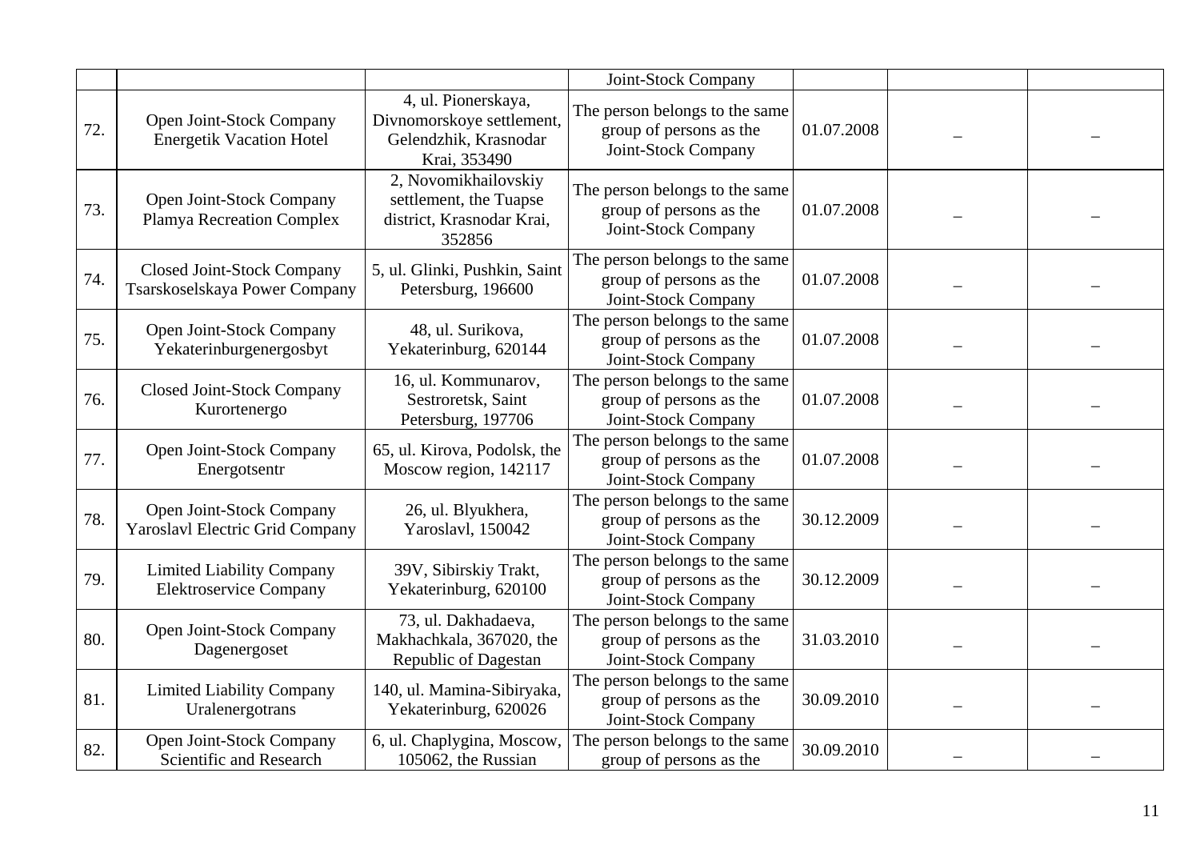| | | | | | | |
|---|---|---|---|---|---|---|
| | | | Joint-Stock Company | | | |
| 72. | Open Joint-Stock Company Energetik Vacation Hotel | 4, ul. Pionerskaya, Divnomorskoye settlement, Gelendzhik, Krasnodar Krai, 353490 | The person belongs to the same group of persons as the Joint-Stock Company | 01.07.2008 | – | – |
| 73. | Open Joint-Stock Company Plamya Recreation Complex | 2, Novomikhailovskiy settlement, the Tuapse district, Krasnodar Krai, 352856 | The person belongs to the same group of persons as the Joint-Stock Company | 01.07.2008 | – | – |
| 74. | Closed Joint-Stock Company Tsarskoselskaya Power Company | 5, ul. Glinki, Pushkin, Saint Petersburg, 196600 | The person belongs to the same group of persons as the Joint-Stock Company | 01.07.2008 | – | – |
| 75. | Open Joint-Stock Company Yekaterinburgenergosbyt | 48, ul. Surikova, Yekaterinburg, 620144 | The person belongs to the same group of persons as the Joint-Stock Company | 01.07.2008 | – | – |
| 76. | Closed Joint-Stock Company Kurortenergo | 16, ul. Kommunarov, Sestroretsk, Saint Petersburg, 197706 | The person belongs to the same group of persons as the Joint-Stock Company | 01.07.2008 | – | – |
| 77. | Open Joint-Stock Company Energotsentr | 65, ul. Kirova, Podolsk, the Moscow region, 142117 | The person belongs to the same group of persons as the Joint-Stock Company | 01.07.2008 | – | – |
| 78. | Open Joint-Stock Company Yaroslavl Electric Grid Company | 26, ul. Blyukhera, Yaroslavl, 150042 | The person belongs to the same group of persons as the Joint-Stock Company | 30.12.2009 | – | – |
| 79. | Limited Liability Company Elektroservice Company | 39V, Sibirskiy Trakt, Yekaterinburg, 620100 | The person belongs to the same group of persons as the Joint-Stock Company | 30.12.2009 | – | – |
| 80. | Open Joint-Stock Company Dagenergoset | 73, ul. Dakhadaeva, Makhachkala, 367020, the Republic of Dagestan | The person belongs to the same group of persons as the Joint-Stock Company | 31.03.2010 | – | – |
| 81. | Limited Liability Company Uralenergotrans | 140, ul. Mamina-Sibiryaka, Yekaterinburg, 620026 | The person belongs to the same group of persons as the Joint-Stock Company | 30.09.2010 | – | – |
| 82. | Open Joint-Stock Company Scientific and Research | 6, ul. Chaplygina, Moscow, 105062, the Russian | The person belongs to the same group of persons as the | 30.09.2010 | – | – |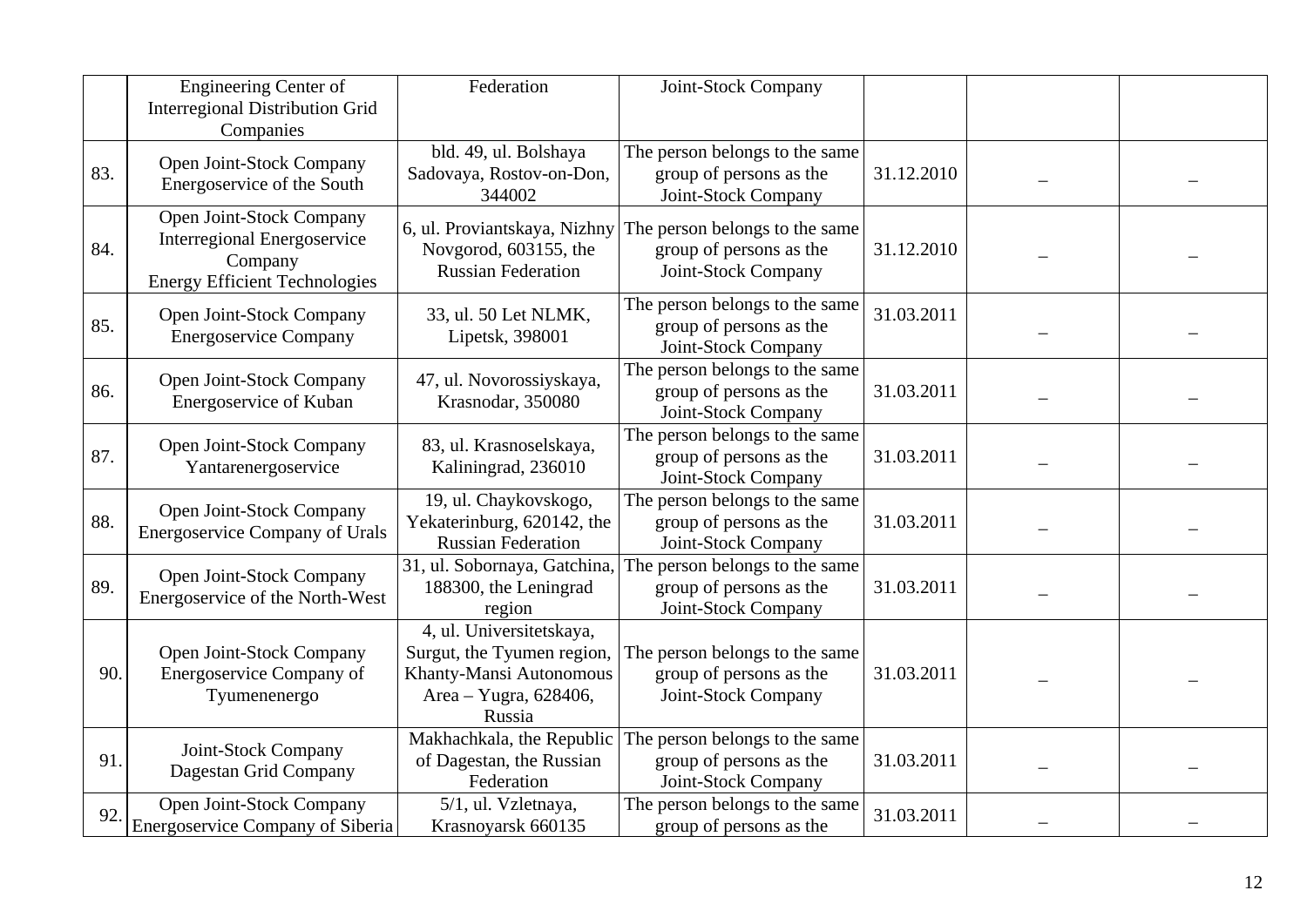|  | Engineering Center of Interregional Distribution Grid Companies | Federation | Joint-Stock Company |  |  |  |
|---|---|---|---|---|---|---|
| 83. | Open Joint-Stock Company Energoservice of the South | bld. 49, ul. Bolshaya Sadovaya, Rostov-on-Don, 344002 | The person belongs to the same group of persons as the Joint-Stock Company | 31.12.2010 | – | – |
| 84. | Open Joint-Stock Company Interregional Energoservice Company Energy Efficient Technologies | 6, ul. Proviantskaya, Nizhny Novgorod, 603155, the Russian Federation | The person belongs to the same group of persons as the Joint-Stock Company | 31.12.2010 | – | – |
| 85. | Open Joint-Stock Company Energoservice Company | 33, ul. 50 Let NLMK, Lipetsk, 398001 | The person belongs to the same group of persons as the Joint-Stock Company | 31.03.2011 | – | – |
| 86. | Open Joint-Stock Company Energoservice of Kuban | 47, ul. Novorossiyskaya, Krasnodar, 350080 | The person belongs to the same group of persons as the Joint-Stock Company | 31.03.2011 | – | – |
| 87. | Open Joint-Stock Company Yantarenergoservice | 83, ul. Krasnoselskaya, Kaliningrad, 236010 | The person belongs to the same group of persons as the Joint-Stock Company | 31.03.2011 | – | – |
| 88. | Open Joint-Stock Company Energoservice Company of Urals | 19, ul. Chaykovskogo, Yekaterinburg, 620142, the Russian Federation | The person belongs to the same group of persons as the Joint-Stock Company | 31.03.2011 | – | – |
| 89. | Open Joint-Stock Company Energoservice of the North-West | 31, ul. Sobornaya, Gatchina, 188300, the Leningrad region | The person belongs to the same group of persons as the Joint-Stock Company | 31.03.2011 | – | – |
| 90. | Open Joint-Stock Company Energoservice Company of Tyumenenergo | 4, ul. Universitetskaya, Surgut, the Tyumen region, Khanty-Mansi Autonomous Area – Yugra, 628406, Russia | The person belongs to the same group of persons as the Joint-Stock Company | 31.03.2011 | – | – |
| 91. | Joint-Stock Company Dagestan Grid Company | Makhachkala, the Republic of Dagestan, the Russian Federation | The person belongs to the same group of persons as the Joint-Stock Company | 31.03.2011 | – | – |
| 92. | Open Joint-Stock Company Energoservice Company of Siberia | 5/1, ul. Vzletnaya, Krasnoyarsk 660135 | The person belongs to the same group of persons as the | 31.03.2011 | – | – |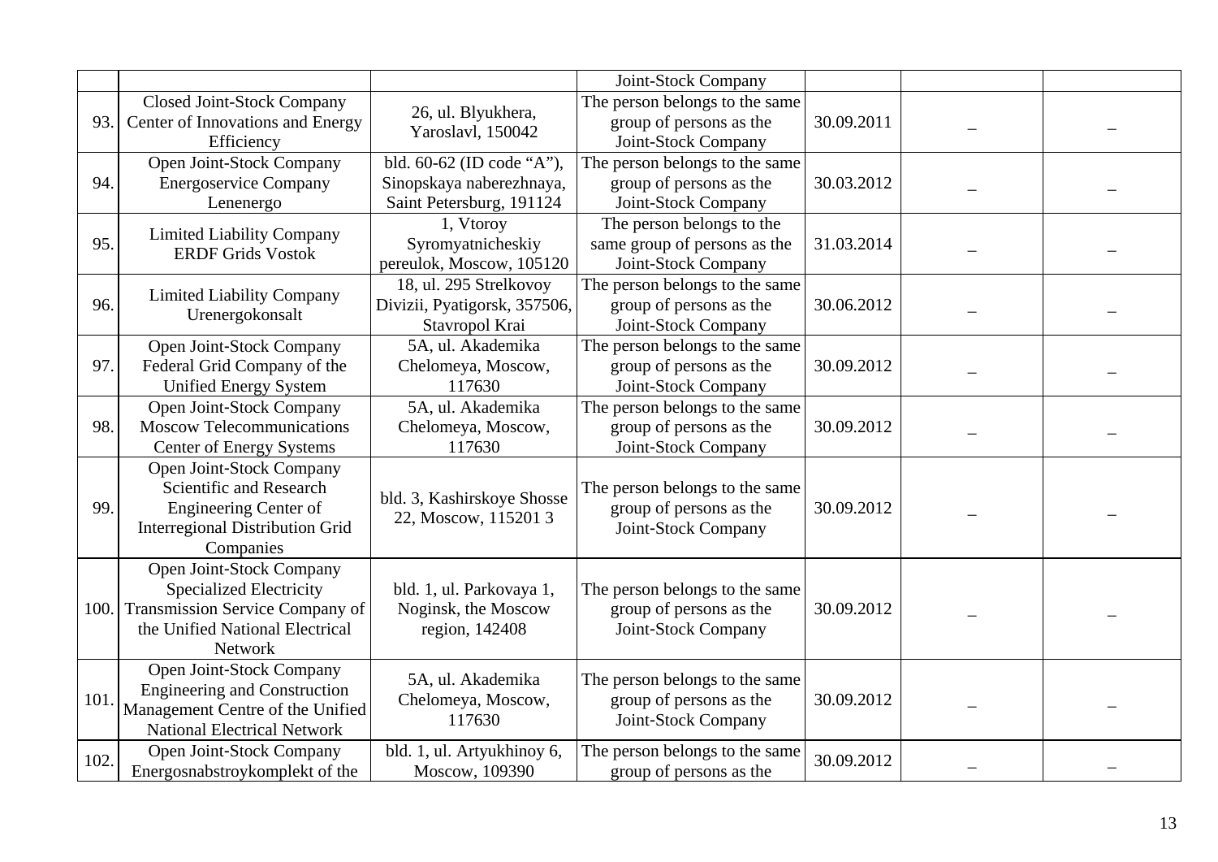| | | | | | | |
|---|---|---|---|---|---|---|
| | | | Joint-Stock Company | | | |
| 93. | Closed Joint-Stock Company Center of Innovations and Energy Efficiency | 26, ul. Blyukhera, Yaroslavl, 150042 | The person belongs to the same group of persons as the Joint-Stock Company | 30.09.2011 | – | – |
| 94. | Open Joint-Stock Company Energoservice Company Lenenergo | bld. 60-62 (ID code “A”), Sinopskaya naberezhnaya, Saint Petersburg, 191124 | The person belongs to the same group of persons as the Joint-Stock Company | 30.03.2012 | – | – |
| 95. | Limited Liability Company ERDF Grids Vostok | 1, Vtoroy Syromyatnicheskiy pereulok, Moscow, 105120 | The person belongs to the same group of persons as the Joint-Stock Company | 31.03.2014 | – | – |
| 96. | Limited Liability Company Urenergokonsalt | 18, ul. 295 Strelkovoy Divizii, Pyatigorsk, 357506, Stavropol Krai | The person belongs to the same group of persons as the Joint-Stock Company | 30.06.2012 | – | – |
| 97. | Open Joint-Stock Company Federal Grid Company of the Unified Energy System | 5A, ul. Akademika Chelomeya, Moscow, 117630 | The person belongs to the same group of persons as the Joint-Stock Company | 30.09.2012 | – | – |
| 98. | Open Joint-Stock Company Moscow Telecommunications Center of Energy Systems | 5A, ul. Akademika Chelomeya, Moscow, 117630 | The person belongs to the same group of persons as the Joint-Stock Company | 30.09.2012 | – | – |
| 99. | Open Joint-Stock Company Scientific and Research Engineering Center of Interregional Distribution Grid Companies | bld. 3, Kashirskoye Shosse 22, Moscow, 115201 3 | The person belongs to the same group of persons as the Joint-Stock Company | 30.09.2012 | – | – |
| 100. | Open Joint-Stock Company Specialized Electricity Transmission Service Company of the Unified National Electrical Network | bld. 1, ul. Parkovaya 1, Noginsk, the Moscow region, 142408 | The person belongs to the same group of persons as the Joint-Stock Company | 30.09.2012 | – | – |
| 101. | Open Joint-Stock Company Engineering and Construction Management Centre of the Unified National Electrical Network | 5A, ul. Akademika Chelomeya, Moscow, 117630 | The person belongs to the same group of persons as the Joint-Stock Company | 30.09.2012 | – | – |
| 102. | Open Joint-Stock Company Energosnabstroykomplekt of the | bld. 1, ul. Artyukhinoy 6, Moscow, 109390 | The person belongs to the same group of persons as the | 30.09.2012 | – | – |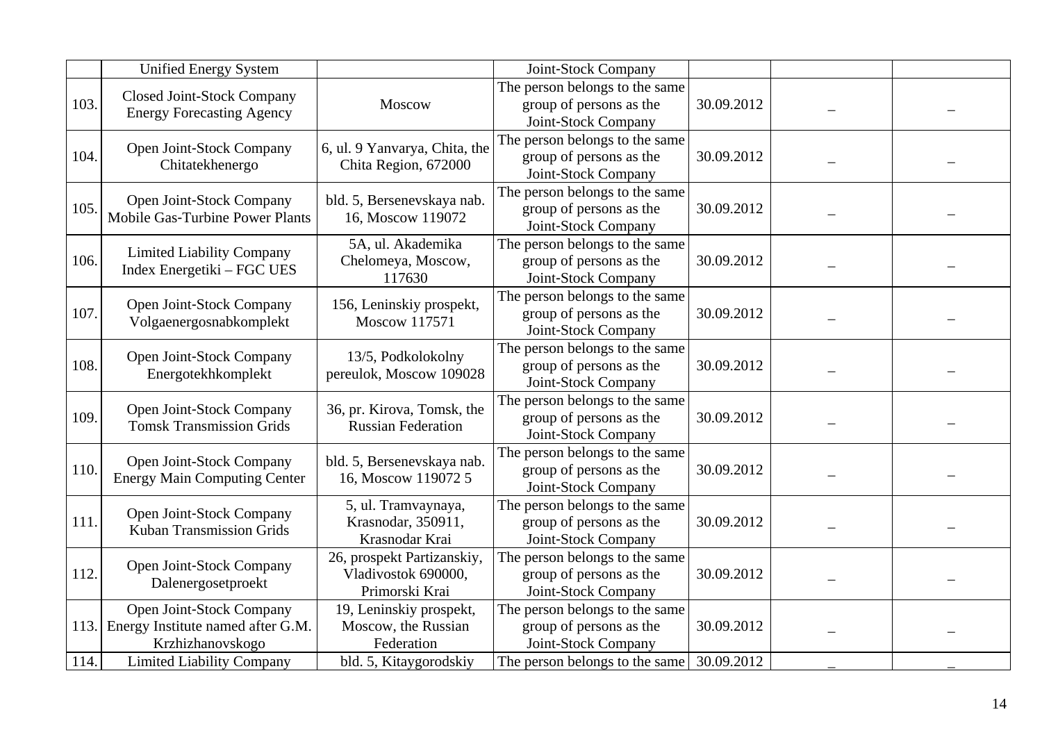| | | | | | | |
|---|---|---|---|---|---|---|
| | Unified Energy System | | Joint-Stock Company | | | |
| 103. | Closed Joint-Stock Company Energy Forecasting Agency | Moscow | The person belongs to the same group of persons as the Joint-Stock Company | 30.09.2012 | – | – |
| 104. | Open Joint-Stock Company Chitatekhenergo | 6, ul. 9 Yanvarya, Chita, the Chita Region, 672000 | The person belongs to the same group of persons as the Joint-Stock Company | 30.09.2012 | – | – |
| 105. | Open Joint-Stock Company Mobile Gas-Turbine Power Plants | bld. 5, Bersenevskaya nab. 16, Moscow 119072 | The person belongs to the same group of persons as the Joint-Stock Company | 30.09.2012 | – | – |
| 106. | Limited Liability Company Index Energetiki – FGC UES | 5A, ul. Akademika Chelomeya, Moscow, 117630 | The person belongs to the same group of persons as the Joint-Stock Company | 30.09.2012 | – | – |
| 107. | Open Joint-Stock Company Volgaenergosnabkomplekt | 156, Leninskiy prospekt, Moscow 117571 | The person belongs to the same group of persons as the Joint-Stock Company | 30.09.2012 | – | – |
| 108. | Open Joint-Stock Company Energotekhkomplekt | 13/5, Podkolokolny pereulok, Moscow 109028 | The person belongs to the same group of persons as the Joint-Stock Company | 30.09.2012 | – | – |
| 109. | Open Joint-Stock Company Tomsk Transmission Grids | 36, pr. Kirova, Tomsk, the Russian Federation | The person belongs to the same group of persons as the Joint-Stock Company | 30.09.2012 | – | – |
| 110. | Open Joint-Stock Company Energy Main Computing Center | bld. 5, Bersenevskaya nab. 16, Moscow 119072 5 | The person belongs to the same group of persons as the Joint-Stock Company | 30.09.2012 | – | – |
| 111. | Open Joint-Stock Company Kuban Transmission Grids | 5, ul. Tramvaynaya, Krasnodar, 350911, Krasnodar Krai | The person belongs to the same group of persons as the Joint-Stock Company | 30.09.2012 | – | – |
| 112. | Open Joint-Stock Company Dalenergosetproekt | 26, prospekt Partizanskiy, Vladivostok 690000, Primorski Krai | The person belongs to the same group of persons as the Joint-Stock Company | 30.09.2012 | – | – |
| 113. | Open Joint-Stock Company Energy Institute named after G.M. Krzhizhanovskogo | 19, Leninskiy prospekt, Moscow, the Russian Federation | The person belongs to the same group of persons as the Joint-Stock Company | 30.09.2012 | – | – |
| 114. | Limited Liability Company | bld. 5, Kitaygorodskiy | The person belongs to the same | 30.09.2012 | – | – |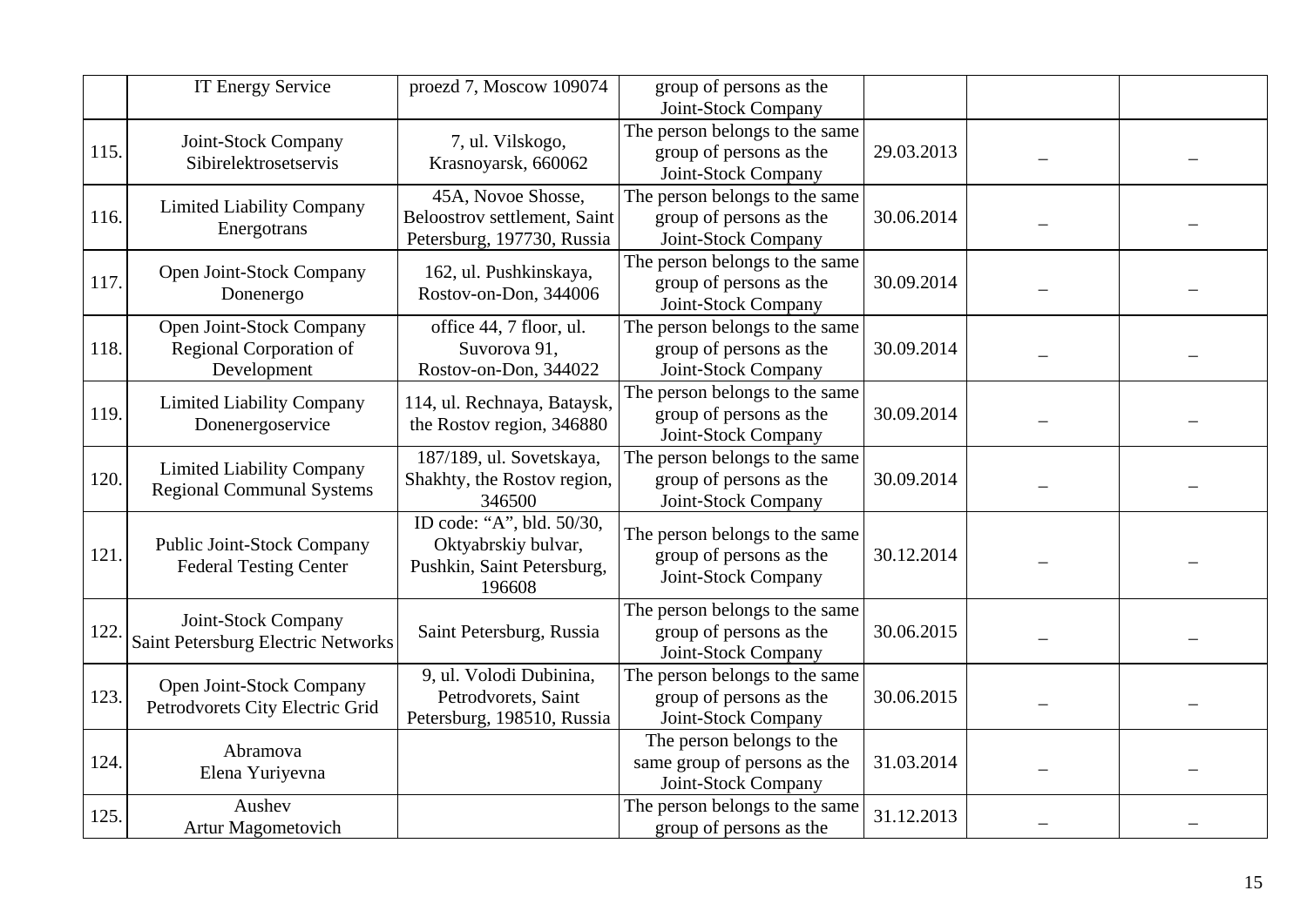| | | | | | | |
|---|---|---|---|---|---|---|
| | IT Energy Service | proezd 7, Moscow 109074 | group of persons as the Joint-Stock Company | | | |
| 115. | Joint-Stock Company Sibirelektrosetservis | 7, ul. Vilskogo, Krasnoyarsk, 660062 | The person belongs to the same group of persons as the Joint-Stock Company | 29.03.2013 | – | – |
| 116. | Limited Liability Company Energotrans | 45A, Novoe Shosse, Beloostrov settlement, Saint Petersburg, 197730, Russia | The person belongs to the same group of persons as the Joint-Stock Company | 30.06.2014 | – | – |
| 117. | Open Joint-Stock Company Donenergo | 162, ul. Pushkinskaya, Rostov-on-Don, 344006 | The person belongs to the same group of persons as the Joint-Stock Company | 30.09.2014 | – | – |
| 118. | Open Joint-Stock Company Regional Corporation of Development | office 44, 7 floor, ul. Suvorova 91, Rostov-on-Don, 344022 | The person belongs to the same group of persons as the Joint-Stock Company | 30.09.2014 | – | – |
| 119. | Limited Liability Company Donenergoservice | 114, ul. Rechnaya, Bataysk, the Rostov region, 346880 | The person belongs to the same group of persons as the Joint-Stock Company | 30.09.2014 | – | – |
| 120. | Limited Liability Company Regional Communal Systems | 187/189, ul. Sovetskaya, Shakhty, the Rostov region, 346500 | The person belongs to the same group of persons as the Joint-Stock Company | 30.09.2014 | – | – |
| 121. | Public Joint-Stock Company Federal Testing Center | ID code: "A", bld. 50/30, Oktyabrskiy bulvar, Pushkin, Saint Petersburg, 196608 | The person belongs to the same group of persons as the Joint-Stock Company | 30.12.2014 | – | – |
| 122. | Joint-Stock Company Saint Petersburg Electric Networks | Saint Petersburg, Russia | The person belongs to the same group of persons as the Joint-Stock Company | 30.06.2015 | – | – |
| 123. | Open Joint-Stock Company Petrodvorets City Electric Grid | 9, ul. Volodi Dubinina, Petrodvorets, Saint Petersburg, 198510, Russia | The person belongs to the same group of persons as the Joint-Stock Company | 30.06.2015 | – | – |
| 124. | Abramova Elena Yuriyevna | | The person belongs to the same group of persons as the Joint-Stock Company | 31.03.2014 | – | – |
| 125. | Aushev Artur Magometovich | | The person belongs to the same group of persons as the | 31.12.2013 | – | – |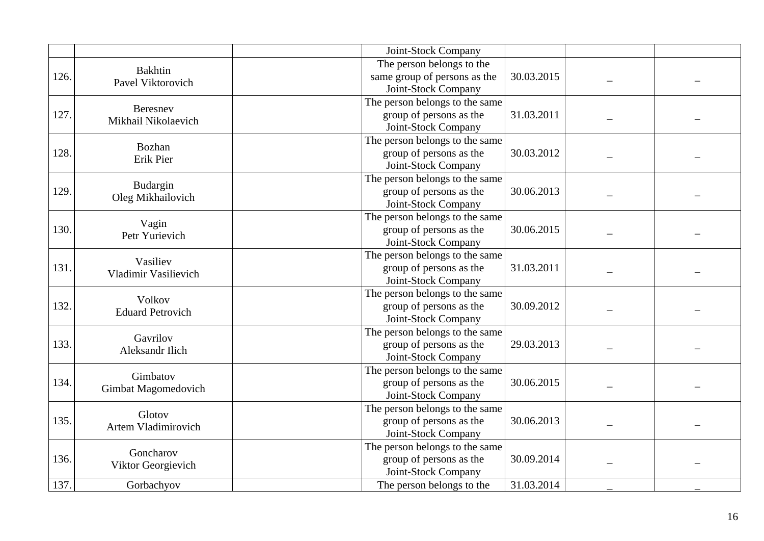| | | | | | | |
|---|---|---|---|---|---|---|
| | | | Joint-Stock Company | | | |
| 126. | Bakhtin Pavel Viktorovich | | The person belongs to the same group of persons as the Joint-Stock Company | 30.03.2015 | – | – |
| 127. | Beresnev Mikhail Nikolaevich | | The person belongs to the same group of persons as the Joint-Stock Company | 31.03.2011 | – | – |
| 128. | Bozhan Erik Pier | | The person belongs to the same group of persons as the Joint-Stock Company | 30.03.2012 | – | – |
| 129. | Budargin Oleg Mikhailovich | | The person belongs to the same group of persons as the Joint-Stock Company | 30.06.2013 | – | – |
| 130. | Vagin Petr Yurievich | | The person belongs to the same group of persons as the Joint-Stock Company | 30.06.2015 | – | – |
| 131. | Vasiliev Vladimir Vasilievich | | The person belongs to the same group of persons as the Joint-Stock Company | 31.03.2011 | – | – |
| 132. | Volkov Eduard Petrovich | | The person belongs to the same group of persons as the Joint-Stock Company | 30.09.2012 | – | – |
| 133. | Gavrilov Aleksandr Ilich | | The person belongs to the same group of persons as the Joint-Stock Company | 29.03.2013 | – | – |
| 134. | Gimbatov Gimbat Magomedovich | | The person belongs to the same group of persons as the Joint-Stock Company | 30.06.2015 | – | – |
| 135. | Glotov Artem Vladimirovich | | The person belongs to the same group of persons as the Joint-Stock Company | 30.06.2013 | – | – |
| 136. | Goncharov Viktor Georgievich | | The person belongs to the same group of persons as the Joint-Stock Company | 30.09.2014 | – | – |
| 137. | Gorbachyov | | The person belongs to the | 31.03.2014 | – | – |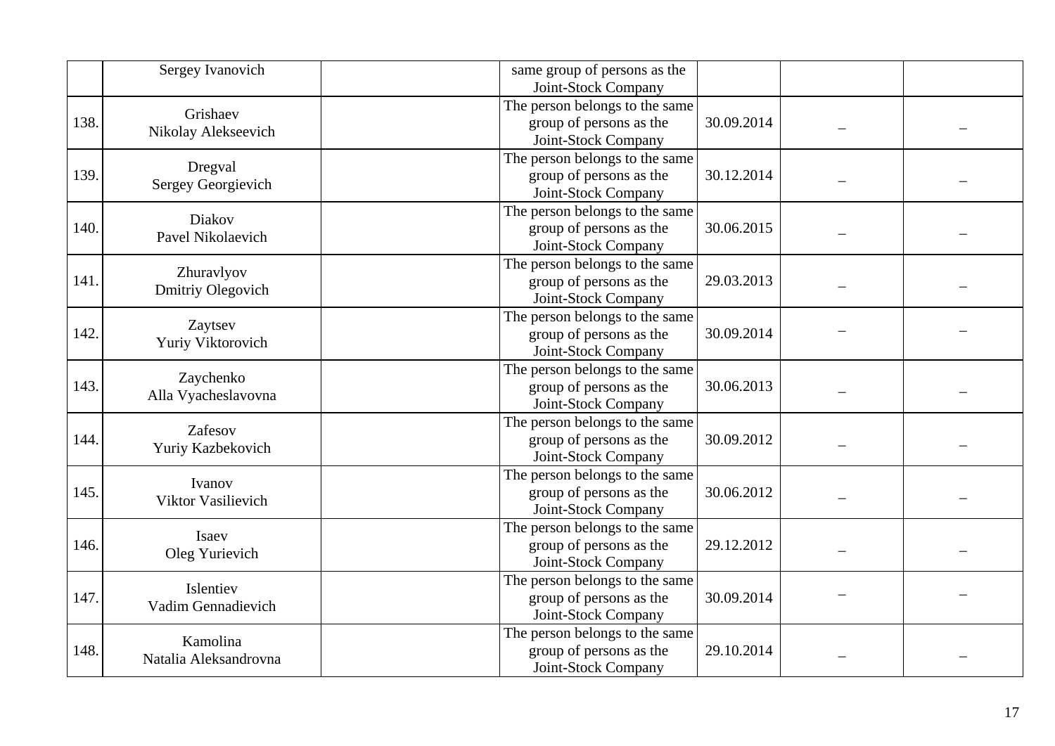| | | | | | | |
|---|---|---|---|---|---|---|
| | Sergey Ivanovich | | same group of persons as the Joint-Stock Company | | | |
| 138. | Grishaev Nikolay Alekseevich | | The person belongs to the same group of persons as the Joint-Stock Company | 30.09.2014 | – | – |
| 139. | Dregval Sergey Georgievich | | The person belongs to the same group of persons as the Joint-Stock Company | 30.12.2014 | – | – |
| 140. | Diakov Pavel Nikolaevich | | The person belongs to the same group of persons as the Joint-Stock Company | 30.06.2015 | – | – |
| 141. | Zhuravlyov Dmitriy Olegovich | | The person belongs to the same group of persons as the Joint-Stock Company | 29.03.2013 | – | – |
| 142. | Zaytsev Yuriy Viktorovich | | The person belongs to the same group of persons as the Joint-Stock Company | 30.09.2014 | – | – |
| 143. | Zaychenko Alla Vyacheslavovna | | The person belongs to the same group of persons as the Joint-Stock Company | 30.06.2013 | – | – |
| 144. | Zafesov Yuriy Kazbekovich | | The person belongs to the same group of persons as the Joint-Stock Company | 30.09.2012 | – | – |
| 145. | Ivanov Viktor Vasilievich | | The person belongs to the same group of persons as the Joint-Stock Company | 30.06.2012 | – | – |
| 146. | Isaev Oleg Yurievich | | The person belongs to the same group of persons as the Joint-Stock Company | 29.12.2012 | – | – |
| 147. | Islentiev Vadim Gennadievich | | The person belongs to the same group of persons as the Joint-Stock Company | 30.09.2014 | – | – |
| 148. | Kamolina Natalia Aleksandrovna | | The person belongs to the same group of persons as the Joint-Stock Company | 29.10.2014 | – | – |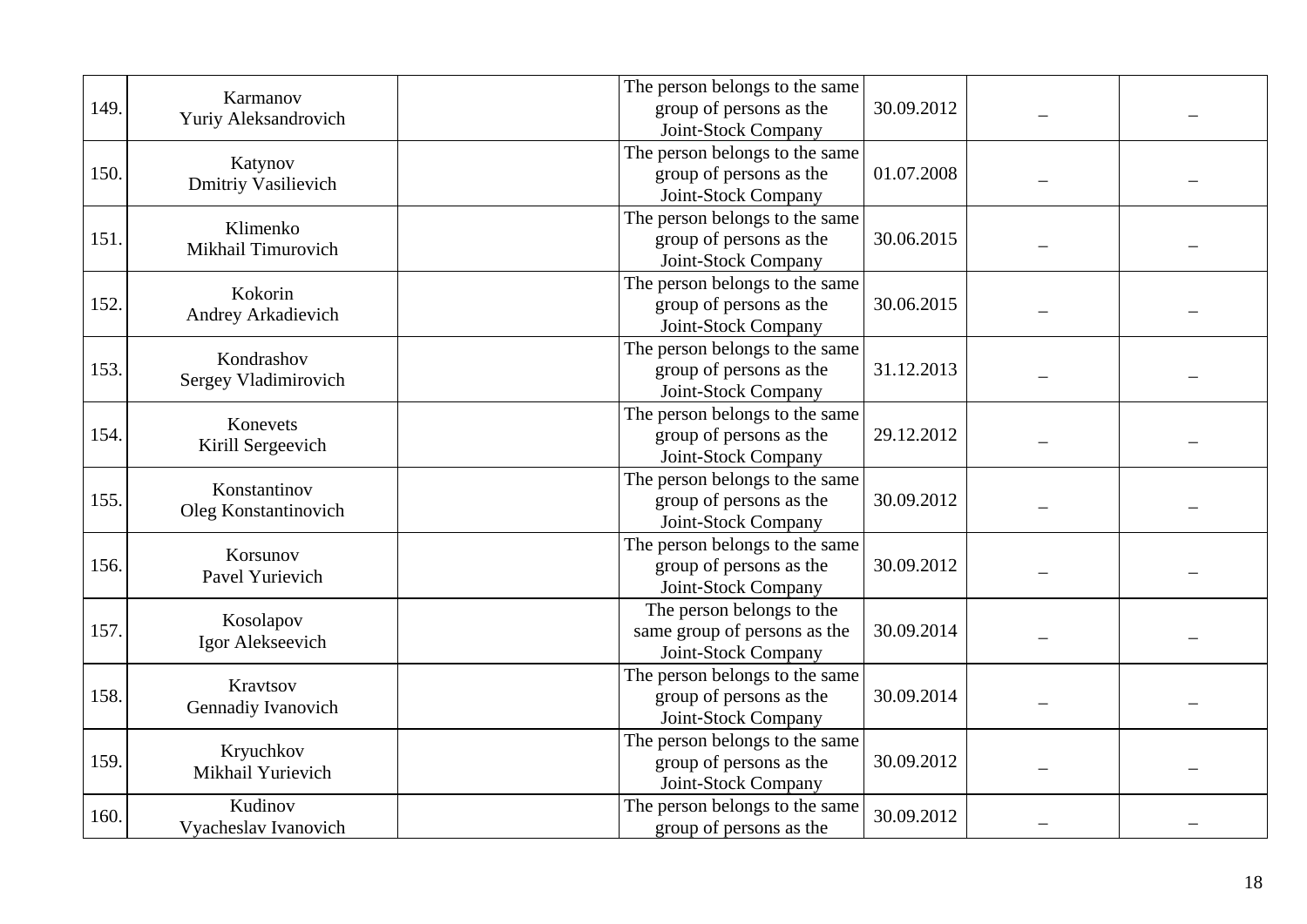| | | | | | | |
|---|---|---|---|---|---|---|
| 149. | Karmanov Yuriy Aleksandrovich | | The person belongs to the same group of persons as the Joint-Stock Company | 30.09.2012 | – | – |
| 150. | Katynov Dmitriy Vasilievich | | The person belongs to the same group of persons as the Joint-Stock Company | 01.07.2008 | – | – |
| 151. | Klimenko Mikhail Timurovich | | The person belongs to the same group of persons as the Joint-Stock Company | 30.06.2015 | – | – |
| 152. | Kokorin Andrey Arkadievich | | The person belongs to the same group of persons as the Joint-Stock Company | 30.06.2015 | – | – |
| 153. | Kondrashov Sergey Vladimirovich | | The person belongs to the same group of persons as the Joint-Stock Company | 31.12.2013 | – | – |
| 154. | Konevets Kirill Sergeevich | | The person belongs to the same group of persons as the Joint-Stock Company | 29.12.2012 | – | – |
| 155. | Konstantinov Oleg Konstantinovich | | The person belongs to the same group of persons as the Joint-Stock Company | 30.09.2012 | – | – |
| 156. | Korsunov Pavel Yurievich | | The person belongs to the same group of persons as the Joint-Stock Company | 30.09.2012 | – | – |
| 157. | Kosolapov Igor Alekseevich | | The person belongs to the same group of persons as the Joint-Stock Company | 30.09.2014 | – | – |
| 158. | Kravtsov Gennadiy Ivanovich | | The person belongs to the same group of persons as the Joint-Stock Company | 30.09.2014 | – | – |
| 159. | Kryuchkov Mikhail Yurievich | | The person belongs to the same group of persons as the Joint-Stock Company | 30.09.2012 | – | – |
| 160. | Kudinov Vyacheslav Ivanovich | | The person belongs to the same group of persons as the | 30.09.2012 | – | – |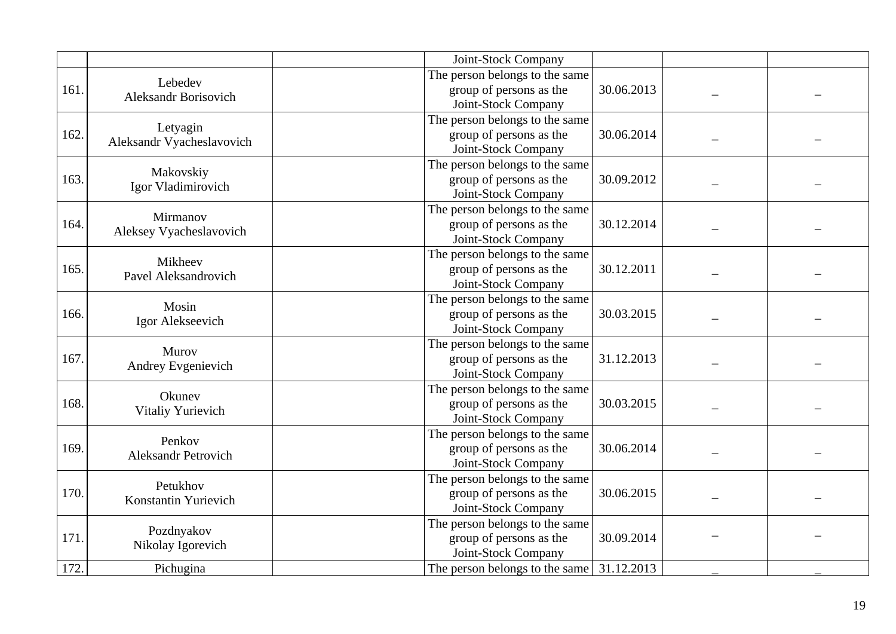| | | | | | | |
|---|---|---|---|---|---|---|
| | | | Joint-Stock Company | | | |
| 161. | Lebedev Aleksandr Borisovich | | The person belongs to the same group of persons as the Joint-Stock Company | 30.06.2013 | – | – |
| 162. | Letyagin Aleksandr Vyacheslavovich | | The person belongs to the same group of persons as the Joint-Stock Company | 30.06.2014 | – | – |
| 163. | Makovskiy Igor Vladimirovich | | The person belongs to the same group of persons as the Joint-Stock Company | 30.09.2012 | – | – |
| 164. | Mirmanov Aleksey Vyacheslavovich | | The person belongs to the same group of persons as the Joint-Stock Company | 30.12.2014 | – | – |
| 165. | Mikheev Pavel Aleksandrovich | | The person belongs to the same group of persons as the Joint-Stock Company | 30.12.2011 | – | – |
| 166. | Mosin Igor Alekseevich | | The person belongs to the same group of persons as the Joint-Stock Company | 30.03.2015 | – | – |
| 167. | Murov Andrey Evgenievich | | The person belongs to the same group of persons as the Joint-Stock Company | 31.12.2013 | – | – |
| 168. | Okunev Vitaliy Yurievich | | The person belongs to the same group of persons as the Joint-Stock Company | 30.03.2015 | – | – |
| 169. | Penkov Aleksandr Petrovich | | The person belongs to the same group of persons as the Joint-Stock Company | 30.06.2014 | – | – |
| 170. | Petukhov Konstantin Yurievich | | The person belongs to the same group of persons as the Joint-Stock Company | 30.06.2015 | – | – |
| 171. | Pozdnyakov Nikolay Igorevich | | The person belongs to the same group of persons as the Joint-Stock Company | 30.09.2014 | – | – |
| 172. | Pichugina | | The person belongs to the same | 31.12.2013 | – | – |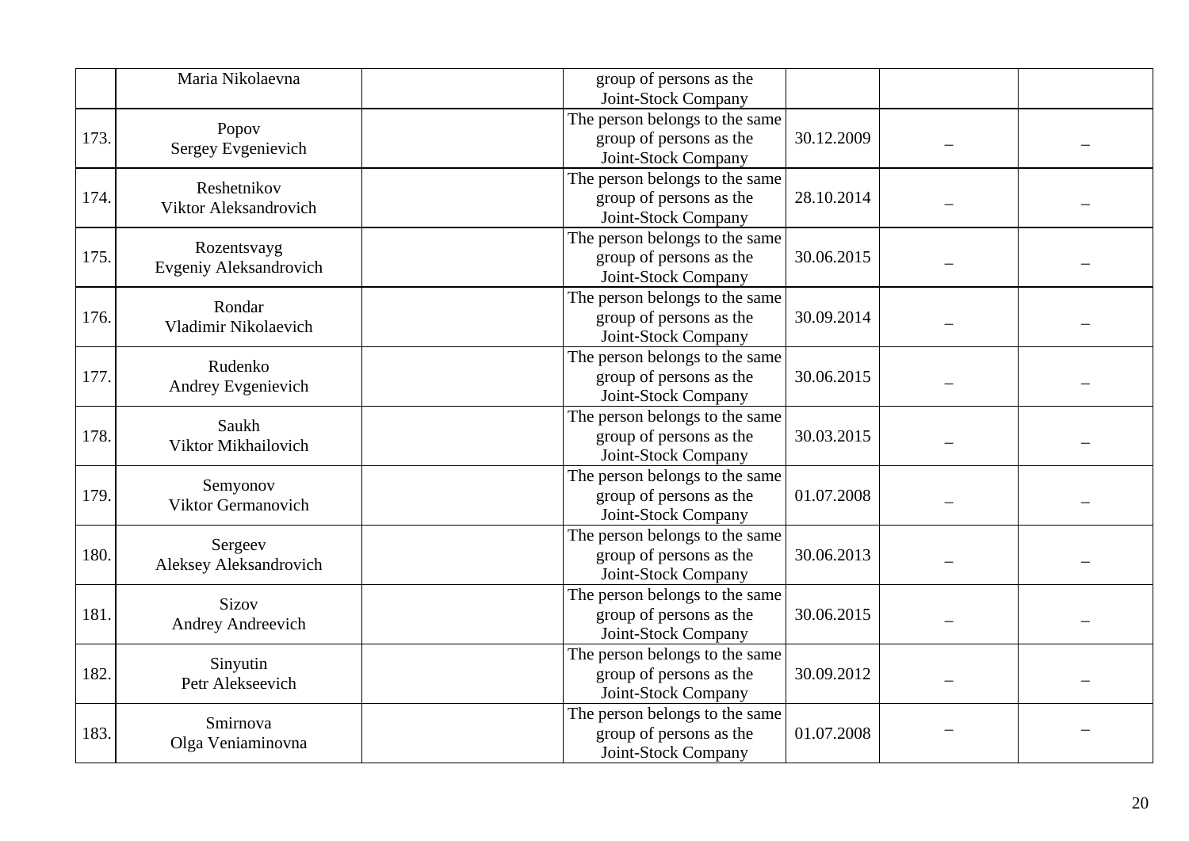| | | | | | | |
|---|---|---|---|---|---|---|
| | Maria Nikolaevna | | group of persons as the Joint-Stock Company | | | |
| 173. | Popov Sergey Evgenievich | | The person belongs to the same group of persons as the Joint-Stock Company | 30.12.2009 | – | – |
| 174. | Reshetnikov Viktor Aleksandrovich | | The person belongs to the same group of persons as the Joint-Stock Company | 28.10.2014 | – | – |
| 175. | Rozentsvayg Evgeniy Aleksandrovich | | The person belongs to the same group of persons as the Joint-Stock Company | 30.06.2015 | – | – |
| 176. | Rondar Vladimir Nikolaevich | | The person belongs to the same group of persons as the Joint-Stock Company | 30.09.2014 | – | – |
| 177. | Rudenko Andrey Evgenievich | | The person belongs to the same group of persons as the Joint-Stock Company | 30.06.2015 | – | – |
| 178. | Saukh Viktor Mikhailovich | | The person belongs to the same group of persons as the Joint-Stock Company | 30.03.2015 | – | – |
| 179. | Semyonov Viktor Germanovich | | The person belongs to the same group of persons as the Joint-Stock Company | 01.07.2008 | – | – |
| 180. | Sergeev Aleksey Aleksandrovich | | The person belongs to the same group of persons as the Joint-Stock Company | 30.06.2013 | – | – |
| 181. | Sizov Andrey Andreevich | | The person belongs to the same group of persons as the Joint-Stock Company | 30.06.2015 | – | – |
| 182. | Sinyutin Petr Alekseevich | | The person belongs to the same group of persons as the Joint-Stock Company | 30.09.2012 | – | – |
| 183. | Smirnova Olga Veniaminovna | | The person belongs to the same group of persons as the Joint-Stock Company | 01.07.2008 | – | – |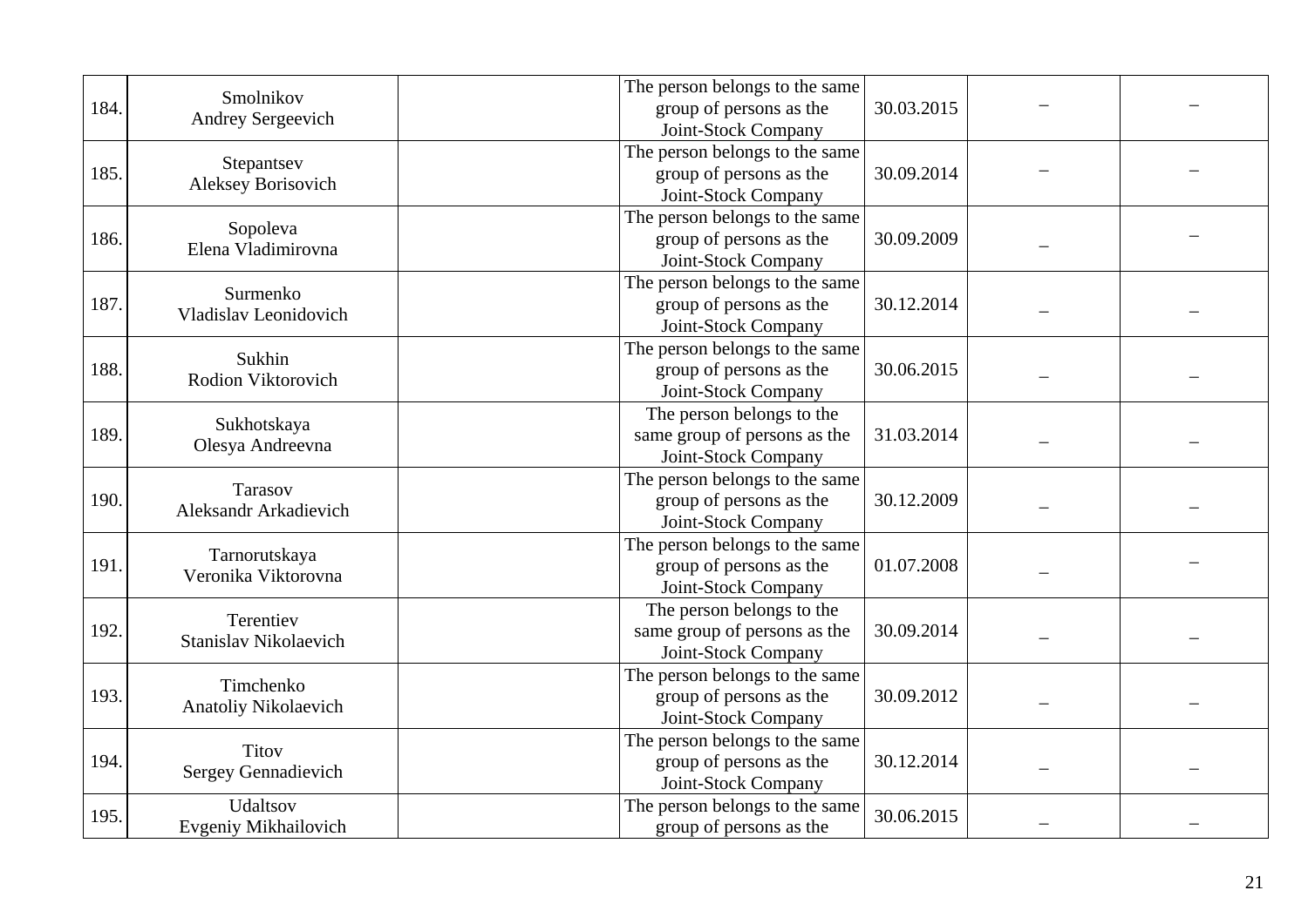| | | | | | | |
|---|---|---|---|---|---|---|
| 184. | Smolnikov Andrey Sergeevich | | The person belongs to the same group of persons as the Joint-Stock Company | 30.03.2015 | – | – |
| 185. | Stepantsev Aleksey Borisovich | | The person belongs to the same group of persons as the Joint-Stock Company | 30.09.2014 | – | – |
| 186. | Sopoleva Elena Vladimirovna | | The person belongs to the same group of persons as the Joint-Stock Company | 30.09.2009 | – | – |
| 187. | Surmenko Vladislav Leonidovich | | The person belongs to the same group of persons as the Joint-Stock Company | 30.12.2014 | – | – |
| 188. | Sukhin Rodion Viktorovich | | The person belongs to the same group of persons as the Joint-Stock Company | 30.06.2015 | – | – |
| 189. | Sukhotskaya Olesya Andreevna | | The person belongs to the same group of persons as the Joint-Stock Company | 31.03.2014 | – | – |
| 190. | Tarasov Aleksandr Arkadievich | | The person belongs to the same group of persons as the Joint-Stock Company | 30.12.2009 | – | – |
| 191. | Tarnorutskaya Veronika Viktorovna | | The person belongs to the same group of persons as the Joint-Stock Company | 01.07.2008 | – | – |
| 192. | Terentiev Stanislav Nikolaevich | | The person belongs to the same group of persons as the Joint-Stock Company | 30.09.2014 | – | – |
| 193. | Timchenko Anatoliy Nikolaevich | | The person belongs to the same group of persons as the Joint-Stock Company | 30.09.2012 | – | – |
| 194. | Titov Sergey Gennadievich | | The person belongs to the same group of persons as the Joint-Stock Company | 30.12.2014 | – | – |
| 195. | Udaltsov Evgeniy Mikhailovich | | The person belongs to the same group of persons as the | 30.06.2015 | – | – |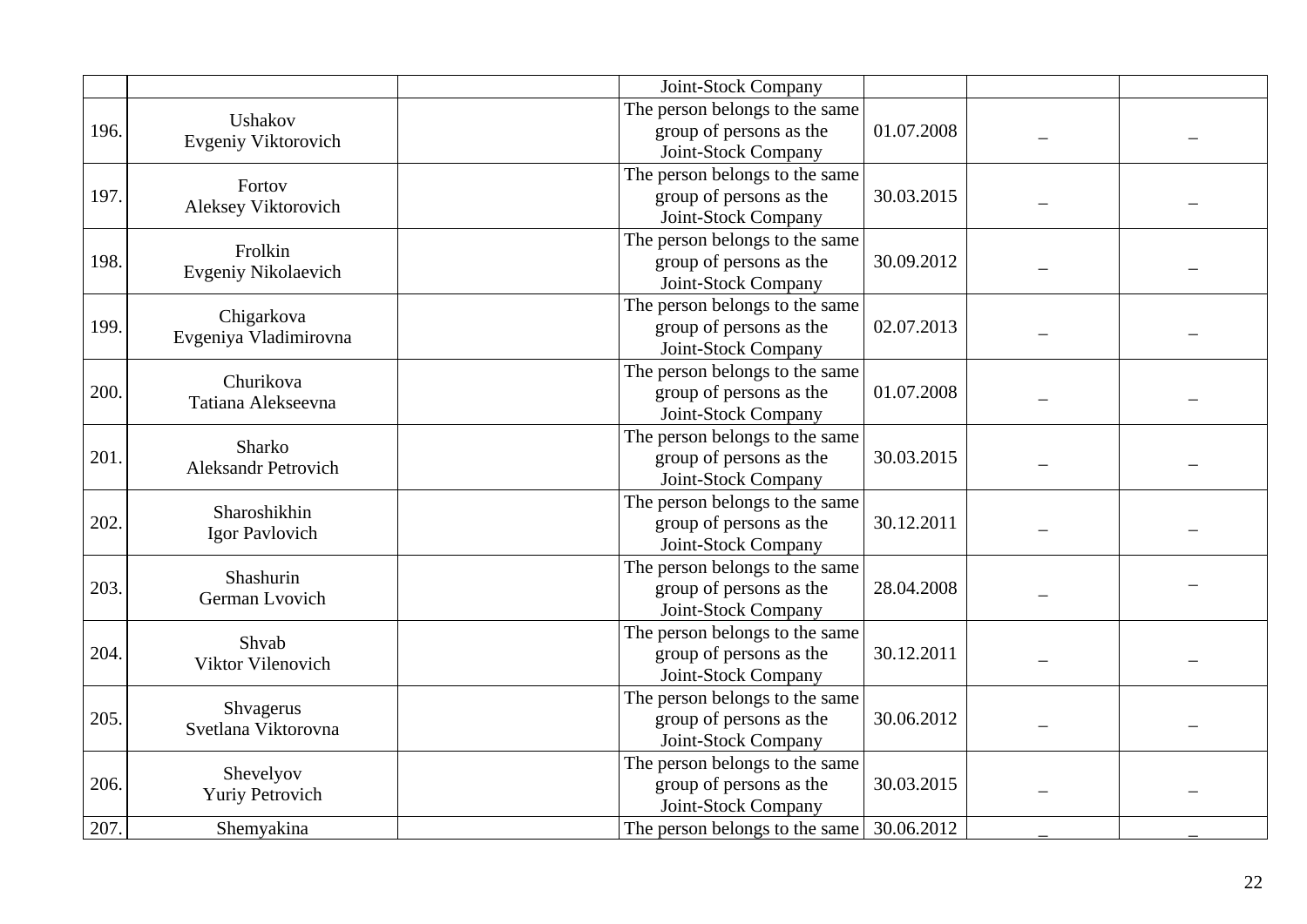|  |  |  | Joint-Stock Company |  |  |  |
|---|---|---|---|---|---|---|
| 196. | Ushakov Evgeniy Viktorovich |  | The person belongs to the same group of persons as the Joint-Stock Company | 01.07.2008 | – | – |
| 197. | Fortov Aleksey Viktorovich |  | The person belongs to the same group of persons as the Joint-Stock Company | 30.03.2015 | – | – |
| 198. | Frolkin Evgeniy Nikolaevich |  | The person belongs to the same group of persons as the Joint-Stock Company | 30.09.2012 | – | – |
| 199. | Chigarkova Evgeniya Vladimirovna |  | The person belongs to the same group of persons as the Joint-Stock Company | 02.07.2013 | – | – |
| 200. | Churikova Tatiana Alekseevna |  | The person belongs to the same group of persons as the Joint-Stock Company | 01.07.2008 | – | – |
| 201. | Sharko Aleksandr Petrovich |  | The person belongs to the same group of persons as the Joint-Stock Company | 30.03.2015 | – | – |
| 202. | Sharoshikhin Igor Pavlovich |  | The person belongs to the same group of persons as the Joint-Stock Company | 30.12.2011 | – | – |
| 203. | Shashurin German Lvovich |  | The person belongs to the same group of persons as the Joint-Stock Company | 28.04.2008 | – | – |
| 204. | Shvab Viktor Vilenovich |  | The person belongs to the same group of persons as the Joint-Stock Company | 30.12.2011 | – | – |
| 205. | Shvagerus Svetlana Viktorovna |  | The person belongs to the same group of persons as the Joint-Stock Company | 30.06.2012 | – | – |
| 206. | Shevelyov Yuriy Petrovich |  | The person belongs to the same group of persons as the Joint-Stock Company | 30.03.2015 | – | – |
| 207. | Shemyakina |  | The person belongs to the same | 30.06.2012 | – | – |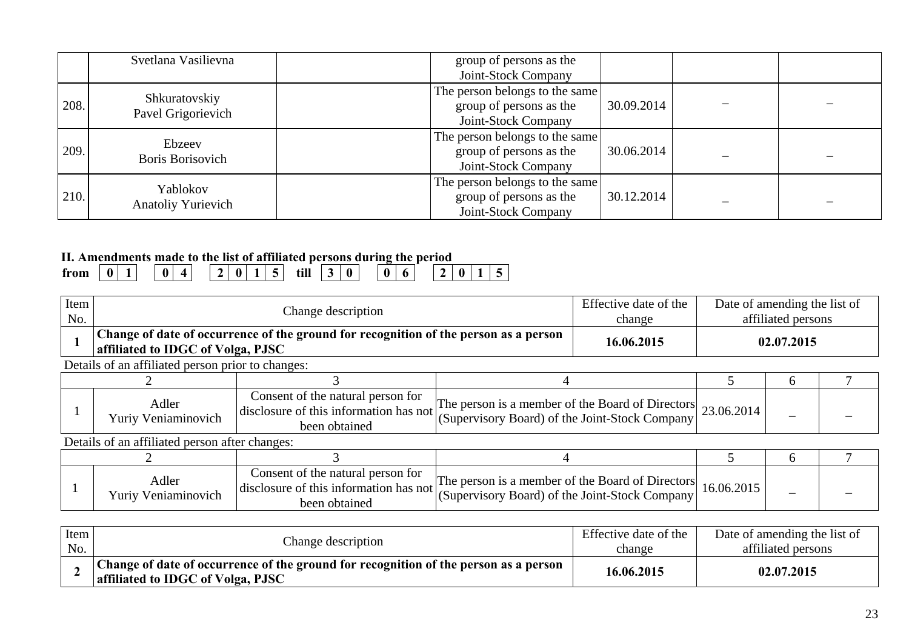|  | Svetlana Vasilievna |  | group of persons as the Joint-Stock Company |  |  |  |
|---|---|---|---|---|---|---|
| 208. | Shkuratovskiy Pavel Grigorievich |  | The person belongs to the same group of persons as the Joint-Stock Company | 30.09.2014 | – | – |
| 209. | Ebzeev Boris Borisovich |  | The person belongs to the same group of persons as the Joint-Stock Company | 30.06.2014 | – | – |
| 210. | Yablokov Anatoliy Yurievich |  | The person belongs to the same group of persons as the Joint-Stock Company | 30.12.2014 | – | – |

**II. Amendments made to the list of affiliated persons during the period**
**from 01 04 2015 till 30 06 2015**

| Item No. | Change description | Effective date of the change | Date of amending the list of affiliated persons |
|---|---|---|---|
| **1** | **Change of date of occurrence of the ground for recognition of the person as a person affiliated to IDGC of Volga, PJSC** | **16.06.2015** | **02.07.2015** |

Details of an affiliated person prior to changes:

| 1 | 2 | 3 | 4 | 5 | 6 | 7 |
|---|---|---|---|---|---|---|
| 1 | Adler Yuriy Veniaminovich | Consent of the natural person for disclosure of this information has not been obtained | The person is a member of the Board of Directors (Supervisory Board) of the Joint-Stock Company | 23.06.2014 | – | – |

Details of an affiliated person after changes:

| 1 | 2 | 3 | 4 | 5 | 6 | 7 |
|---|---|---|---|---|---|---|
| 1 | Adler Yuriy Veniaminovich | Consent of the natural person for disclosure of this information has not been obtained | The person is a member of the Board of Directors (Supervisory Board) of the Joint-Stock Company | 16.06.2015 | – | – |

| Item No. | Change description | Effective date of the change | Date of amending the list of affiliated persons |
|---|---|---|---|
| **2** | **Change of date of occurrence of the ground for recognition of the person as a person affiliated to IDGC of Volga, PJSC** | **16.06.2015** | **02.07.2015** |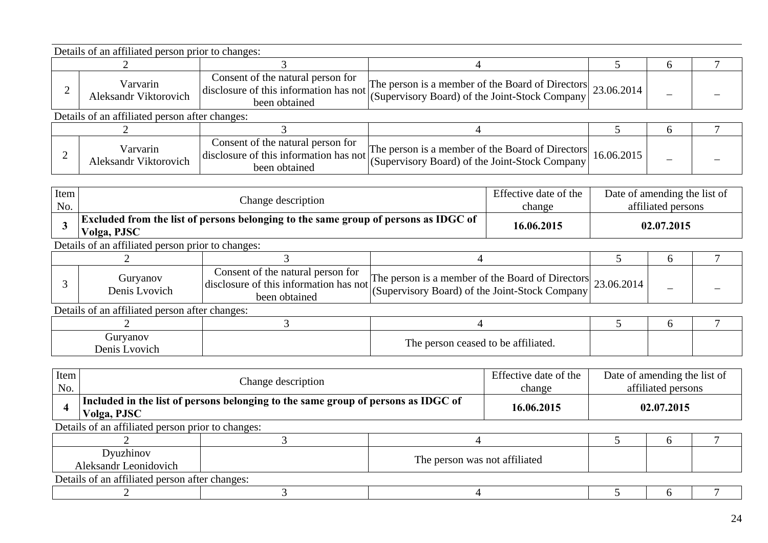Details of an affiliated person prior to changes:

| | 2 | 3 | 4 | 5 | 6 | 7 |
|---|---|---|---|---|---|---|
| 2 | Varvarin Aleksandr Viktorovich | Consent of the natural person for disclosure of this information has not been obtained | The person is a member of the Board of Directors (Supervisory Board) of the Joint-Stock Company | 23.06.2014 | – | – |

Details of an affiliated person after changes:

| | 2 | 3 | 4 | 5 | 6 | 7 |
|---|---|---|---|---|---|---|
| 2 | Varvarin Aleksandr Viktorovich | Consent of the natural person for disclosure of this information has not been obtained | The person is a member of the Board of Directors (Supervisory Board) of the Joint-Stock Company | 16.06.2015 | – | – |

| Item No. | Change description | Effective date of the change | Date of amending the list of affiliated persons |
|---|---|---|---|
| **3** | **Excluded from the list of persons belonging to the same group of persons as IDGC of Volga, PJSC** | **16.06.2015** | **02.07.2015** |

Details of an affiliated person prior to changes:

| | 2 | 3 | 4 | 5 | 6 | 7 |
|---|---|---|---|---|---|---|
| 3 | Guryanov Denis Lvovich | Consent of the natural person for disclosure of this information has not been obtained | The person is a member of the Board of Directors (Supervisory Board) of the Joint-Stock Company | 23.06.2014 | – | – |

Details of an affiliated person after changes:

| 2 | 3 | 4 | 5 | 6 | 7 |
|---|---|---|---|---|---|
| Guryanov Denis Lvovich | | The person ceased to be affiliated. | | | |

| Item No. | Change description | Effective date of the change | Date of amending the list of affiliated persons |
|---|---|---|---|
| **4** | **Included in the list of persons belonging to the same group of persons as IDGC of Volga, PJSC** | **16.06.2015** | **02.07.2015** |

Details of an affiliated person prior to changes:

| 2 | 3 | 4 | 5 | 6 | 7 |
|---|---|---|---|---|---|
| Dyuzhinov Aleksandr Leonidovich | | The person was not affiliated | | | |

Details of an affiliated person after changes:

| 2 | 3 | 4 | 5 | 6 | 7 |
|---|---|---|---|---|---|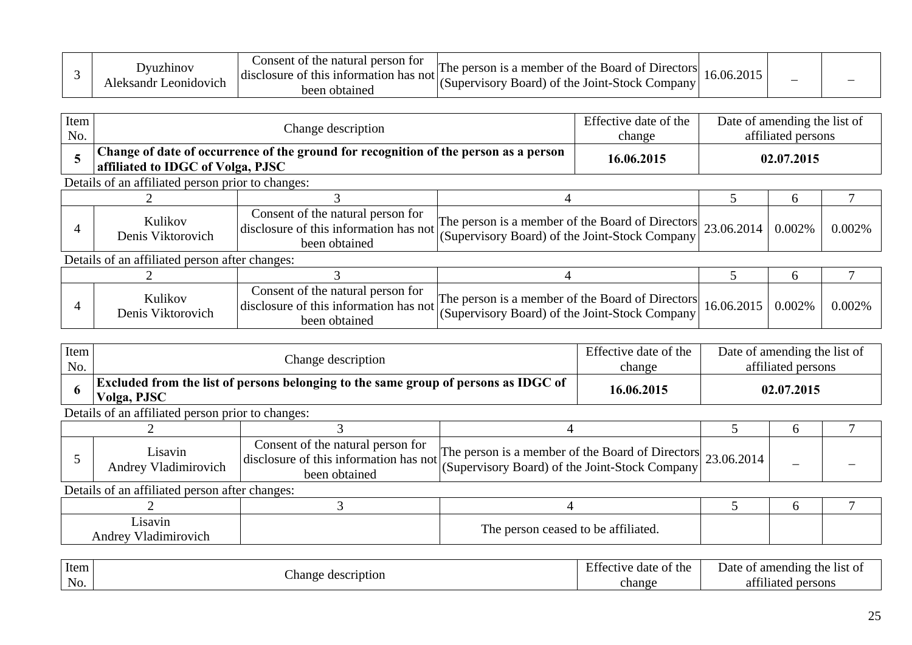| 3 | Dyuzhinov Aleksandr Leonidovich | Consent of the natural person for disclosure of this information has not been obtained | The person is a member of the Board of Directors (Supervisory Board) of the Joint-Stock Company | 16.06.2015 | – | – |
|---|---|---|---|---|---|---|

| Item No. | Change description | Effective date of the change | Date of amending the list of affiliated persons |
|---|---|---|---|
| **5** | **Change of date of occurrence of the ground for recognition of the person as a person affiliated to IDGC of Volga, PJSC** | **16.06.2015** | **02.07.2015** |

Details of an affiliated person prior to changes:

| | 2 | 3 | 4 | 5 | 6 | 7 |
|---|---|---|---|---|---|---|
| 4 | Kulikov Denis Viktorovich | Consent of the natural person for disclosure of this information has not been obtained | The person is a member of the Board of Directors (Supervisory Board) of the Joint-Stock Company | 23.06.2014 | 0.002% | 0.002% |

Details of an affiliated person after changes:

| | 2 | 3 | 4 | 5 | 6 | 7 |
|---|---|---|---|---|---|---|
| 4 | Kulikov Denis Viktorovich | Consent of the natural person for disclosure of this information has not been obtained | The person is a member of the Board of Directors (Supervisory Board) of the Joint-Stock Company | 16.06.2015 | 0.002% | 0.002% |

| Item No. | Change description | Effective date of the change | Date of amending the list of affiliated persons |
|---|---|---|---|
| **6** | **Excluded from the list of persons belonging to the same group of persons as IDGC of Volga, PJSC** | **16.06.2015** | **02.07.2015** |

Details of an affiliated person prior to changes:

| | 2 | 3 | 4 | 5 | 6 | 7 |
|---|---|---|---|---|---|---|
| 5 | Lisavin Andrey Vladimirovich | Consent of the natural person for disclosure of this information has not been obtained | The person is a member of the Board of Directors (Supervisory Board) of the Joint-Stock Company | 23.06.2014 | – | – |

Details of an affiliated person after changes:

| 2 | 3 | 4 | 5 | 6 | 7 |
|---|---|---|---|---|---|
| Lisavin Andrey Vladimirovich | | The person ceased to be affiliated. | | | |

| Item No. | Change description | Effective date of the change | Date of amending the list of affiliated persons |
|---|---|---|---|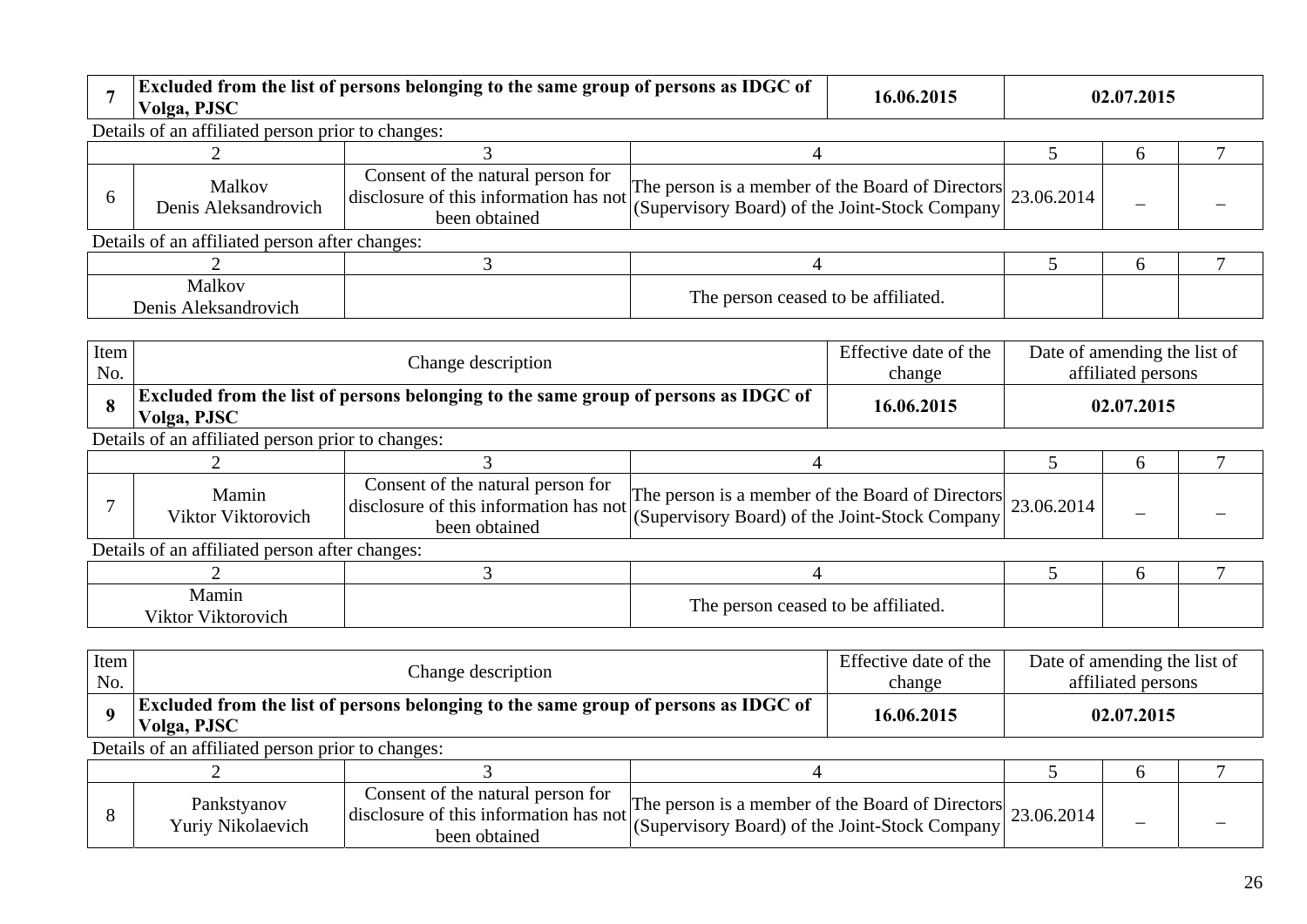| 7 | Excluded from the list of persons belonging to the same group of persons as IDGC of Volga, PJSC | 16.06.2015 | 02.07.2015 |
|---|---|---|---|

Details of an affiliated person prior to changes:

| | 2 | 3 | 4 | 5 | 6 | 7 |
|---|---|---|---|---|---|---|
| 6 | Malkov Denis Aleksandrovich | Consent of the natural person for disclosure of this information has not been obtained | The person is a member of the Board of Directors (Supervisory Board) of the Joint-Stock Company | 23.06.2014 | – | – |

Details of an affiliated person after changes:

| 2 | 3 | 4 | 5 | 6 | 7 |
|---|---|---|---|---|---|
| Malkov Denis Aleksandrovich | | The person ceased to be affiliated. | | | |

| Item No. | Change description | Effective date of the change | Date of amending the list of affiliated persons |
|---|---|---|---|
| **8** | **Excluded from the list of persons belonging to the same group of persons as IDGC of Volga, PJSC** | **16.06.2015** | **02.07.2015** |

Details of an affiliated person prior to changes:

| | 2 | 3 | 4 | 5 | 6 | 7 |
|---|---|---|---|---|---|---|
| 7 | Mamin Viktor Viktorovich | Consent of the natural person for disclosure of this information has not been obtained | The person is a member of the Board of Directors (Supervisory Board) of the Joint-Stock Company | 23.06.2014 | – | – |

Details of an affiliated person after changes:

| 2 | 3 | 4 | 5 | 6 | 7 |
|---|---|---|---|---|---|
| Mamin Viktor Viktorovich | | The person ceased to be affiliated. | | | |

| Item No. | Change description | Effective date of the change | Date of amending the list of affiliated persons |
|---|---|---|---|
| **9** | **Excluded from the list of persons belonging to the same group of persons as IDGC of Volga, PJSC** | **16.06.2015** | **02.07.2015** |

Details of an affiliated person prior to changes:

| | 2 | 3 | 4 | 5 | 6 | 7 |
|---|---|---|---|---|---|---|
| 8 | Pankstyanov Yuriy Nikolaevich | Consent of the natural person for disclosure of this information has not been obtained | The person is a member of the Board of Directors (Supervisory Board) of the Joint-Stock Company | 23.06.2014 | – | – |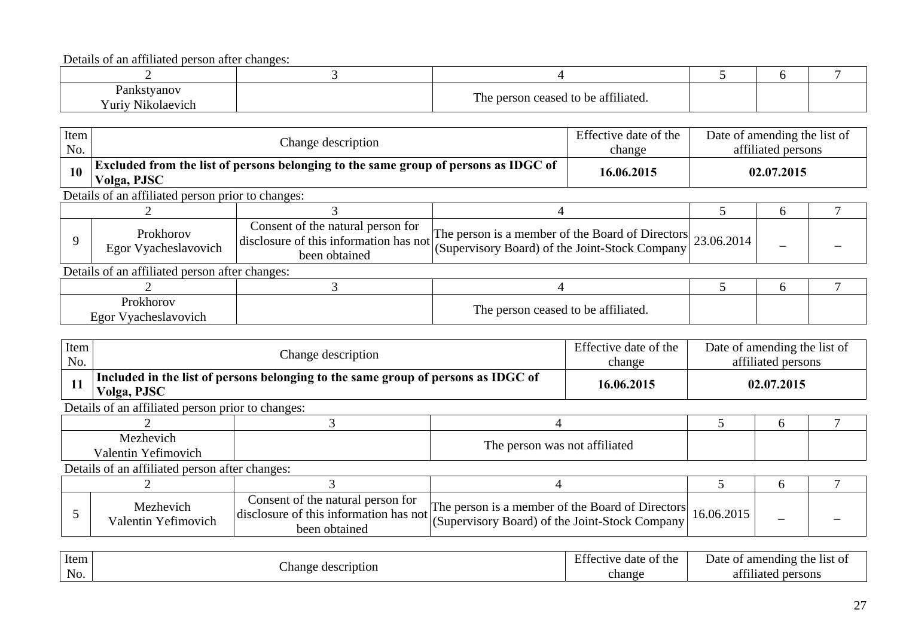Details of an affiliated person after changes:

| 2 | 3 | 4 | 5 | 6 | 7 |
|---|---|---|---|---|---|
| Pankstyanov Yuriy Nikolaevich | | The person ceased to be affiliated. | | | |

| Item No. | Change description | Effective date of the change | Date of amending the list of affiliated persons |
|---|---|---|---|
| **10** | **Excluded from the list of persons belonging to the same group of persons as IDGC of Volga, PJSC** | **16.06.2015** | **02.07.2015** |

Details of an affiliated person prior to changes:

| | 2 | 3 | 4 | 5 | 6 | 7 |
|---|---|---|---|---|---|---|
| 9 | Prokhorov Egor Vyacheslavovich | Consent of the natural person for disclosure of this information has not been obtained | The person is a member of the Board of Directors (Supervisory Board) of the Joint-Stock Company | 23.06.2014 | – | – |

Details of an affiliated person after changes:

| 2 | 3 | 4 | 5 | 6 | 7 |
|---|---|---|---|---|---|
| Prokhorov Egor Vyacheslavovich | | The person ceased to be affiliated. | | | |

| Item No. | Change description | Effective date of the change | Date of amending the list of affiliated persons |
|---|---|---|---|
| **11** | **Included in the list of persons belonging to the same group of persons as IDGC of Volga, PJSC** | **16.06.2015** | **02.07.2015** |

Details of an affiliated person prior to changes:

| 2 | 3 | 4 | 5 | 6 | 7 |
|---|---|---|---|---|---|
| Mezhevich Valentin Yefimovich | | The person was not affiliated | | | |

Details of an affiliated person after changes:

| | 2 | 3 | 4 | 5 | 6 | 7 |
|---|---|---|---|---|---|---|
| 5 | Mezhevich Valentin Yefimovich | Consent of the natural person for disclosure of this information has not been obtained | The person is a member of the Board of Directors (Supervisory Board) of the Joint-Stock Company | 16.06.2015 | – | – |

| Item No. | Change description | Effective date of the change | Date of amending the list of affiliated persons |
|---|---|---|---|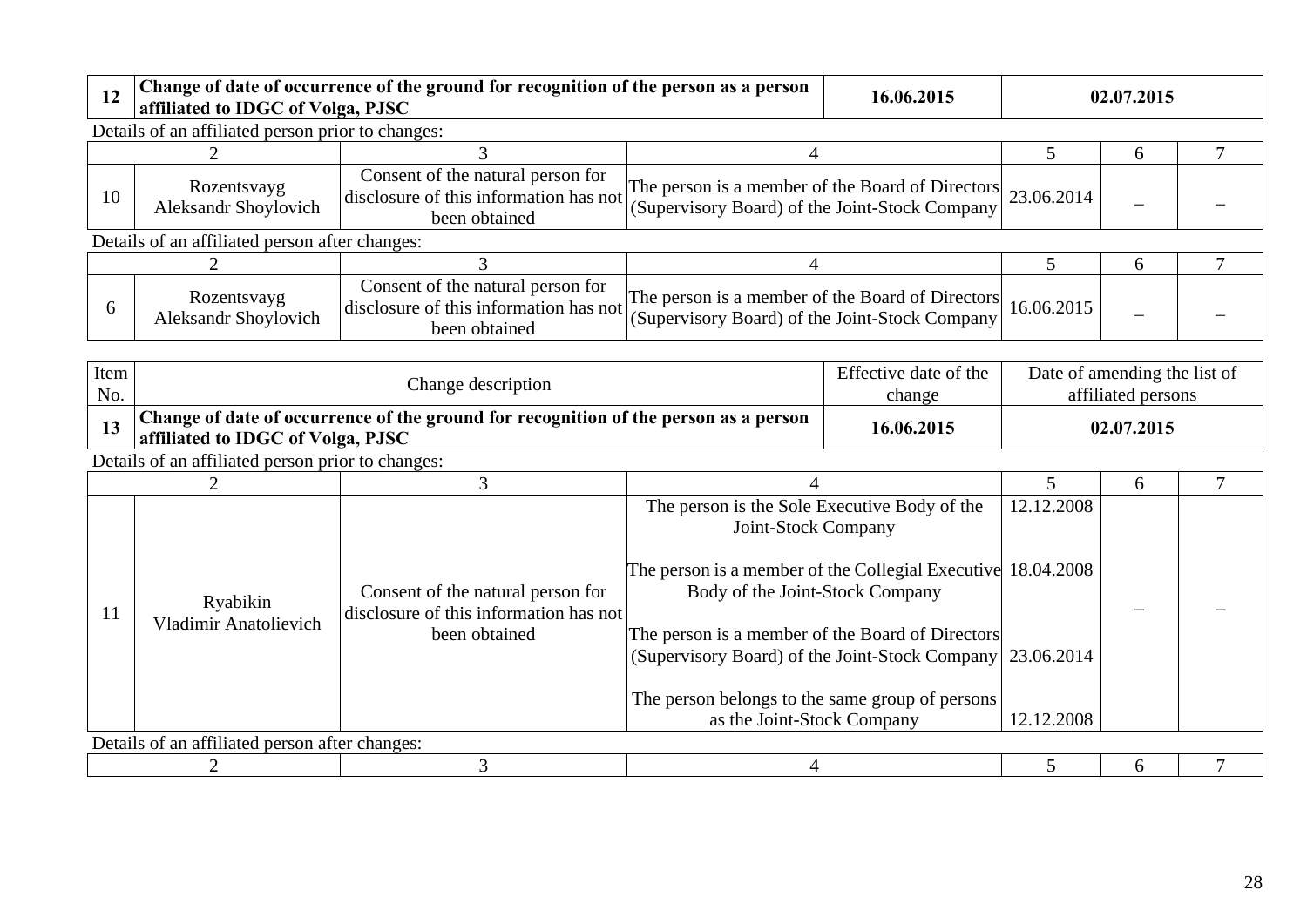| 12 | Change of date of occurrence of the ground for recognition of the person as a person affiliated to IDGC of Volga, PJSC | 16.06.2015 | 02.07.2015 |
|---|---|---|---|

Details of an affiliated person prior to changes:

| 1 | 2 | 3 | 4 | 5 | 6 | 7 |
|---|---|---|---|---|---|---|
| 10 | Rozentsvayg Aleksandr Shoylovich | Consent of the natural person for disclosure of this information has not been obtained | The person is a member of the Board of Directors (Supervisory Board) of the Joint-Stock Company | 23.06.2014 | – | – |

Details of an affiliated person after changes:

| 1 | 2 | 3 | 4 | 5 | 6 | 7 |
|---|---|---|---|---|---|---|
| 6 | Rozentsvayg Aleksandr Shoylovich | Consent of the natural person for disclosure of this information has not been obtained | The person is a member of the Board of Directors (Supervisory Board) of the Joint-Stock Company | 16.06.2015 | – | – |

| Item No. | Change description | Effective date of the change | Date of amending the list of affiliated persons |
|---|---|---|---|
| 13 | **Change of date of occurrence of the ground for recognition of the person as a person affiliated to IDGC of Volga, PJSC** | **16.06.2015** | **02.07.2015** |

Details of an affiliated person prior to changes:

| 1 | 2 | 3 | 4 | 5 | 6 | 7 |
|---|---|---|---|---|---|---|
| 11 | Ryabikin Vladimir Anatolievich | Consent of the natural person for disclosure of this information has not been obtained | The person is the Sole Executive Body of the Joint-Stock Company<br><br>The person is a member of the Collegial Executive Body of the Joint-Stock Company<br><br>The person is a member of the Board of Directors (Supervisory Board) of the Joint-Stock Company<br><br>The person belongs to the same group of persons as the Joint-Stock Company | 12.12.2008<br><br>18.04.2008<br><br>23.06.2014<br><br>12.12.2008 | – | – |

Details of an affiliated person after changes:

| 1 | 2 | 3 | 4 | 5 | 6 | 7 |
|---|---|---|---|---|---|---|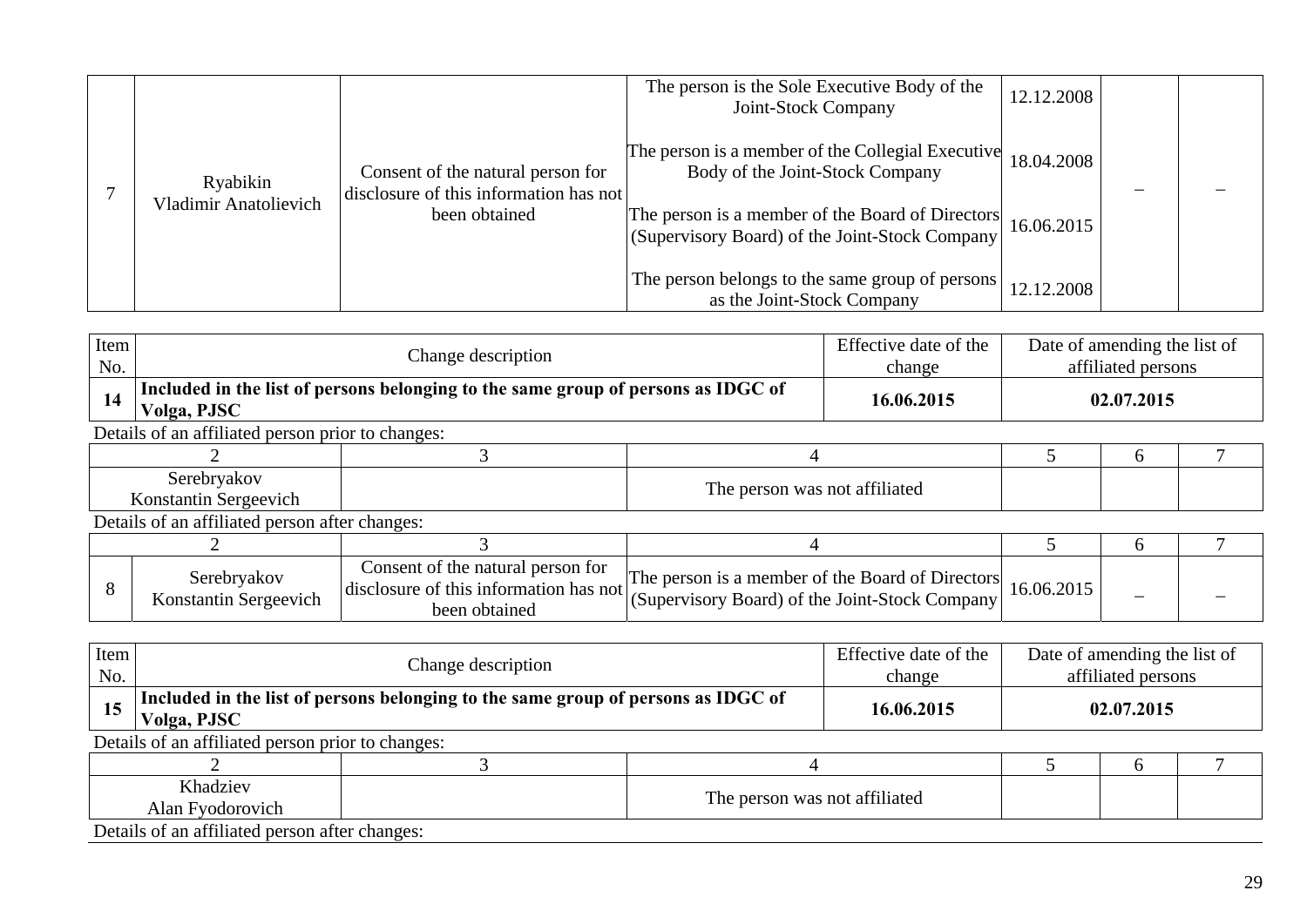| 7 | Ryabikin Vladimir Anatolievich | Consent of the natural person for disclosure of this information has not been obtained | The person is the Sole Executive Body of the Joint-Stock Company | 12.12.2008 | – | – |
|---|---|---|---|---|---|---|
| | | | The person is a member of the Collegial Executive Body of the Joint-Stock Company | 18.04.2008 | | |
| | | | The person is a member of the Board of Directors (Supervisory Board) of the Joint-Stock Company | 16.06.2015 | | |
| | | | The person belongs to the same group of persons as the Joint-Stock Company | 12.12.2008 | | |

| Item No. | Change description | Effective date of the change | Date of amending the list of affiliated persons |
|---|---|---|---|
| **14** | **Included in the list of persons belonging to the same group of persons as IDGC of Volga, PJSC** | **16.06.2015** | **02.07.2015** |

Details of an affiliated person prior to changes:

| 2 | 3 | 4 | 5 | 6 | 7 |
|---|---|---|---|---|---|
| Serebryakov Konstantin Sergeevich | | The person was not affiliated | | | |

Details of an affiliated person after changes:

| | 2 | 3 | 4 | 5 | 6 | 7 |
|---|---|---|---|---|---|---|
| 8 | Serebryakov Konstantin Sergeevich | Consent of the natural person for disclosure of this information has not been obtained | The person is a member of the Board of Directors (Supervisory Board) of the Joint-Stock Company | 16.06.2015 | – | – |

| Item No. | Change description | Effective date of the change | Date of amending the list of affiliated persons |
|---|---|---|---|
| **15** | **Included in the list of persons belonging to the same group of persons as IDGC of Volga, PJSC** | **16.06.2015** | **02.07.2015** |

Details of an affiliated person prior to changes:

| 2 | 3 | 4 | 5 | 6 | 7 |
|---|---|---|---|---|---|
| Khadziev Alan Fyodorovich | | The person was not affiliated | | | |

Details of an affiliated person after changes: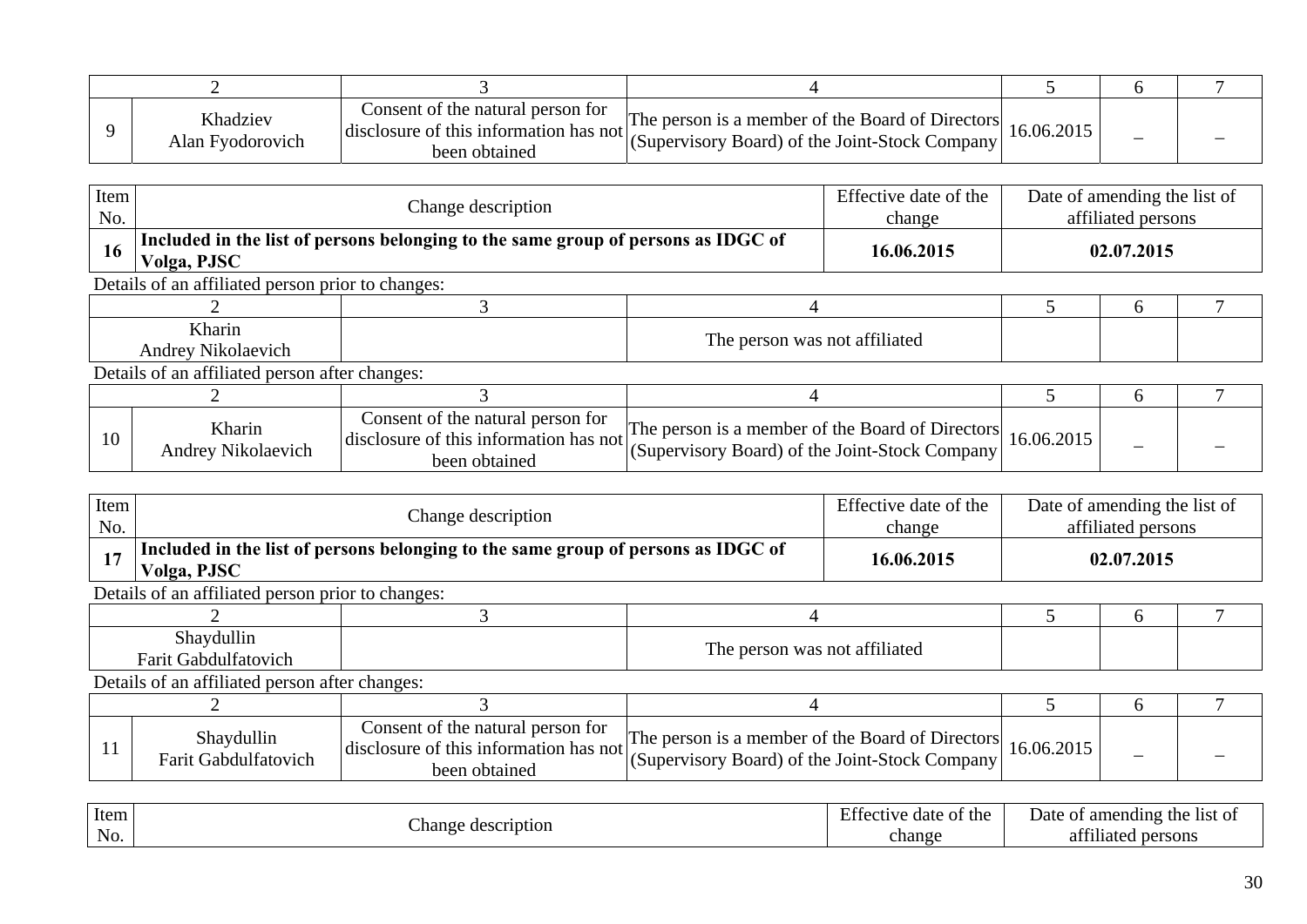| | 2 | 3 | 4 | 5 | 6 | 7 |
|---|---|---|---|---|---|---|
| 9 | Khadziev Alan Fyodorovich | Consent of the natural person for disclosure of this information has not been obtained | The person is a member of the Board of Directors (Supervisory Board) of the Joint-Stock Company | 16.06.2015 | – | – |

| Item No. | Change description | Effective date of the change | Date of amending the list of affiliated persons |
|---|---|---|---|
| **16** | **Included in the list of persons belonging to the same group of persons as IDGC of Volga, PJSC** | **16.06.2015** | **02.07.2015** |

Details of an affiliated person prior to changes:

| 2 | 3 | 4 | 5 | 6 | 7 |
|---|---|---|---|---|---|
| Kharin Andrey Nikolaevich | | The person was not affiliated | | | |

Details of an affiliated person after changes:

| | 2 | 3 | 4 | 5 | 6 | 7 |
|---|---|---|---|---|---|---|
| 10 | Kharin Andrey Nikolaevich | Consent of the natural person for disclosure of this information has not been obtained | The person is a member of the Board of Directors (Supervisory Board) of the Joint-Stock Company | 16.06.2015 | – | – |

| Item No. | Change description | Effective date of the change | Date of amending the list of affiliated persons |
|---|---|---|---|
| **17** | **Included in the list of persons belonging to the same group of persons as IDGC of Volga, PJSC** | **16.06.2015** | **02.07.2015** |

Details of an affiliated person prior to changes:

| 2 | 3 | 4 | 5 | 6 | 7 |
|---|---|---|---|---|---|
| Shaydullin Farit Gabdulfatovich | | The person was not affiliated | | | |

Details of an affiliated person after changes:

| | 2 | 3 | 4 | 5 | 6 | 7 |
|---|---|---|---|---|---|---|
| 11 | Shaydullin Farit Gabdulfatovich | Consent of the natural person for disclosure of this information has not been obtained | The person is a member of the Board of Directors (Supervisory Board) of the Joint-Stock Company | 16.06.2015 | – | – |

| Item No. | Change description | Effective date of the change | Date of amending the list of affiliated persons |
|---|---|---|---|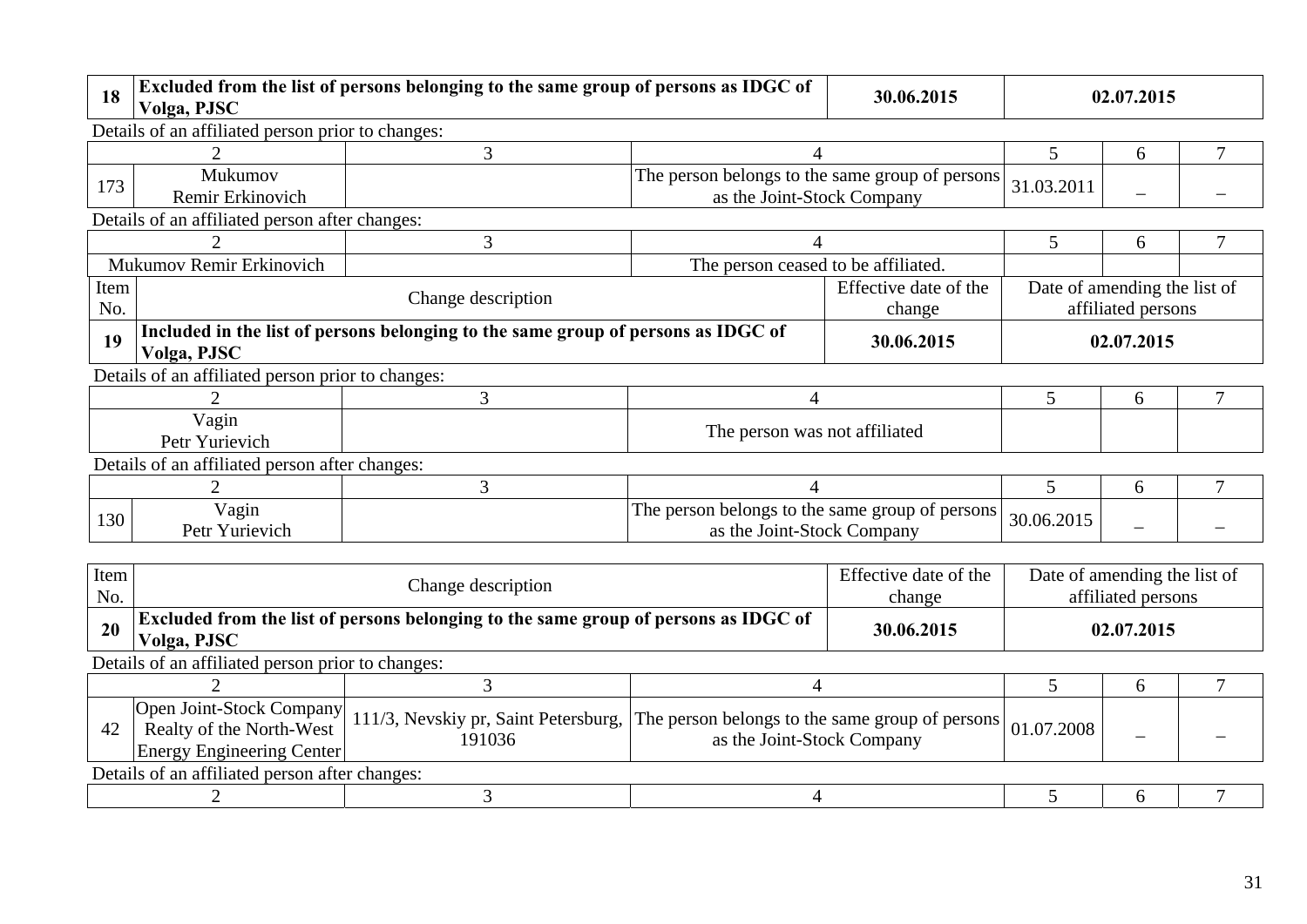| 18 | Excluded from the list of persons belonging to the same group of persons as IDGC of Volga, PJSC | 30.06.2015 | 02.07.2015 |
|---|---|---|---|

Details of an affiliated person prior to changes:

| | 2 | 3 | 4 | 5 | 6 | 7 |
|---|---|---|---|---|---|---|
| 173 | Mukumov Remir Erkinovich | | The person belongs to the same group of persons as the Joint-Stock Company | 31.03.2011 | – | – |

Details of an affiliated person after changes:

| 2 | 3 | 4 | 5 | 6 | 7 |
|---|---|---|---|---|---|
| Mukumov Remir Erkinovich | | The person ceased to be affiliated. | | | |

| Item No. | Change description | Effective date of the change | Date of amending the list of affiliated persons |
|---|---|---|---|
| **19** | **Included in the list of persons belonging to the same group of persons as IDGC of Volga, PJSC** | **30.06.2015** | **02.07.2015** |

Details of an affiliated person prior to changes:

| 2 | 3 | 4 | 5 | 6 | 7 |
|---|---|---|---|---|---|
| Vagin Petr Yurievich | | The person was not affiliated | | | |

Details of an affiliated person after changes:

| | 2 | 3 | 4 | 5 | 6 | 7 |
|---|---|---|---|---|---|---|
| 130 | Vagin Petr Yurievich | | The person belongs to the same group of persons as the Joint-Stock Company | 30.06.2015 | – | – |

| Item No. | Change description | Effective date of the change | Date of amending the list of affiliated persons |
|---|---|---|---|
| **20** | **Excluded from the list of persons belonging to the same group of persons as IDGC of Volga, PJSC** | **30.06.2015** | **02.07.2015** |

Details of an affiliated person prior to changes:

| | 2 | 3 | 4 | 5 | 6 | 7 |
|---|---|---|---|---|---|---|
| 42 | Open Joint-Stock Company Realty of the North-West Energy Engineering Center | 111/3, Nevskiy pr, Saint Petersburg, 191036 | The person belongs to the same group of persons as the Joint-Stock Company | 01.07.2008 | – | – |

Details of an affiliated person after changes:

| 2 | 3 | 4 | 5 | 6 | 7 |
|---|---|---|---|---|---|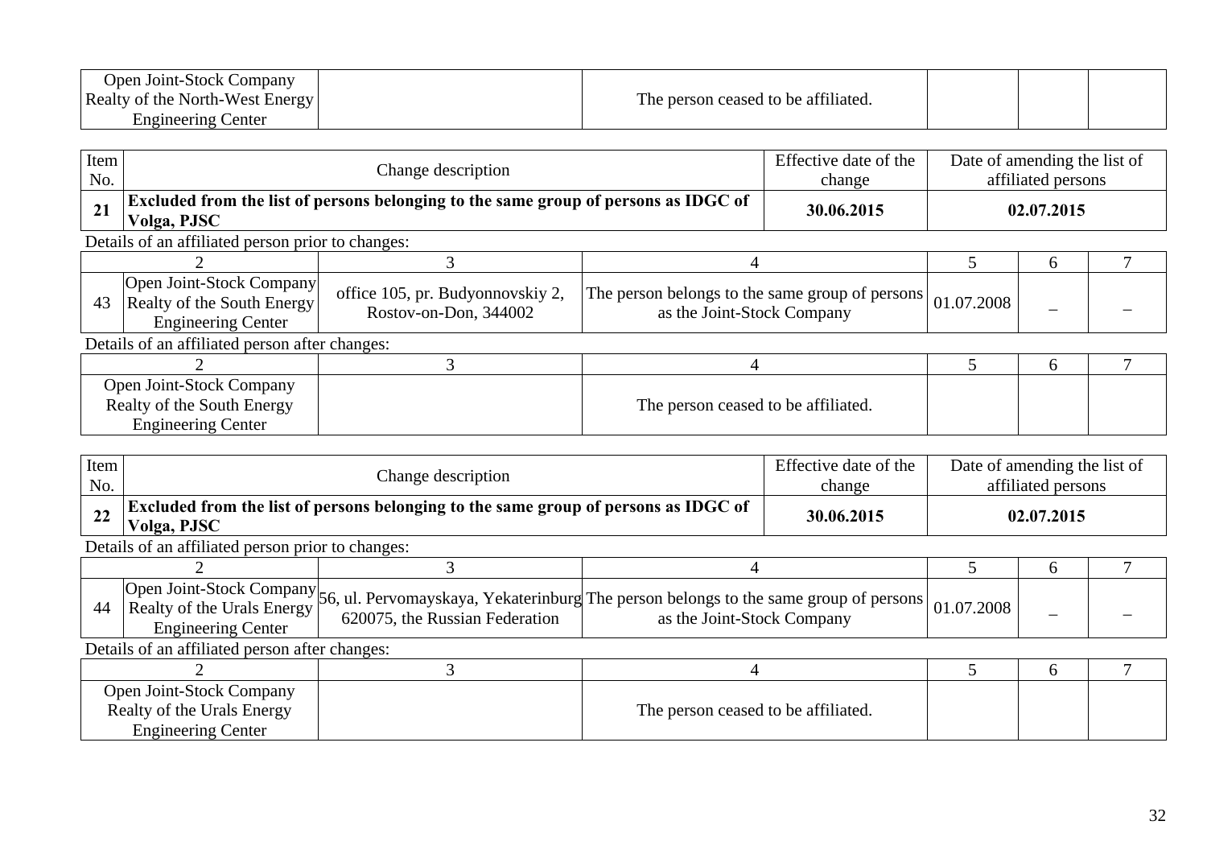| Open Joint-Stock Company Realty of the North-West Energy Engineering Center | | The person ceased to be affiliated. | | | |
|---|---|---|---|---|---|

| Item No. | Change description | Effective date of the change | Date of amending the list of affiliated persons |
|---|---|---|---|
| **21** | **Excluded from the list of persons belonging to the same group of persons as IDGC of Volga, PJSC** | **30.06.2015** | **02.07.2015** |

Details of an affiliated person prior to changes:

| | 2 | 3 | 4 | 5 | 6 | 7 |
|---|---|---|---|---|---|---|
| 43 | Open Joint-Stock Company Realty of the South Energy Engineering Center | office 105, pr. Budyonnovskiy 2, Rostov-on-Don, 344002 | The person belongs to the same group of persons as the Joint-Stock Company | 01.07.2008 | – | – |

Details of an affiliated person after changes:

| 2 | 3 | 4 | 5 | 6 | 7 |
|---|---|---|---|---|---|
| Open Joint-Stock Company Realty of the South Energy Engineering Center | | The person ceased to be affiliated. | | | |

| Item No. | Change description | Effective date of the change | Date of amending the list of affiliated persons |
|---|---|---|---|
| **22** | **Excluded from the list of persons belonging to the same group of persons as IDGC of Volga, PJSC** | **30.06.2015** | **02.07.2015** |

Details of an affiliated person prior to changes:

| | 2 | 3 | 4 | 5 | 6 | 7 |
|---|---|---|---|---|---|---|
| 44 | Open Joint-Stock Company Realty of the Urals Energy Engineering Center | 56, ul. Pervomayskaya, Yekaterinburg 620075, the Russian Federation | The person belongs to the same group of persons as the Joint-Stock Company | 01.07.2008 | – | – |

Details of an affiliated person after changes:

| 2 | 3 | 4 | 5 | 6 | 7 |
|---|---|---|---|---|---|
| Open Joint-Stock Company Realty of the Urals Energy Engineering Center | | The person ceased to be affiliated. | | | |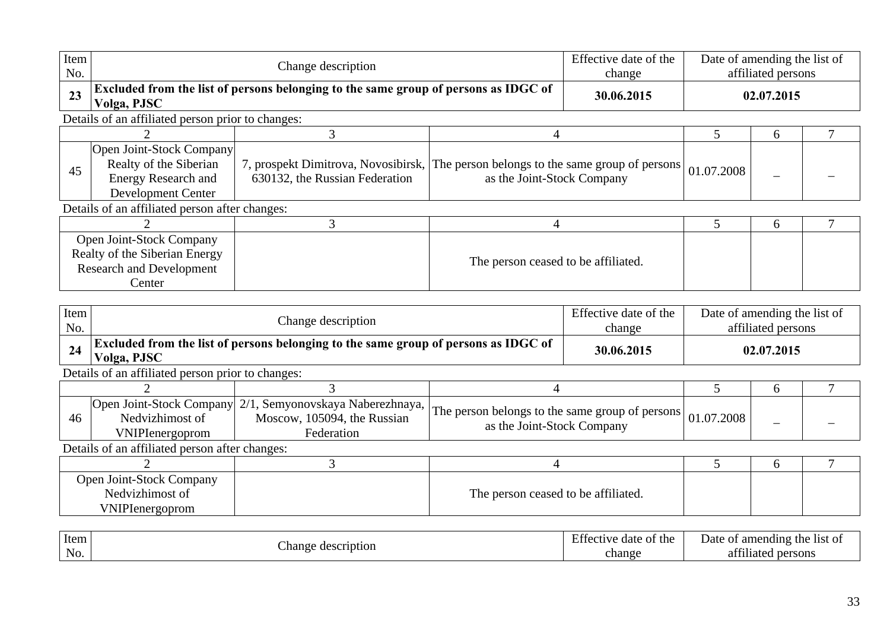| Item No. | Change description | Effective date of the change | Date of amending the list of affiliated persons |
|---|---|---|---|
| **23** | **Excluded from the list of persons belonging to the same group of persons as IDGC of Volga, PJSC** | **30.06.2015** | **02.07.2015** |

Details of an affiliated person prior to changes:

| | 2 | 3 | 4 | 5 | 6 | 7 |
|---|---|---|---|---|---|---|
| 45 | Open Joint-Stock Company Realty of the Siberian Energy Research and Development Center | 7, prospekt Dimitrova, Novosibirsk, 630132, the Russian Federation | The person belongs to the same group of persons as the Joint-Stock Company | 01.07.2008 | – | – |

Details of an affiliated person after changes:

| 2 | 3 | 4 | 5 | 6 | 7 |
|---|---|---|---|---|---|
| Open Joint-Stock Company Realty of the Siberian Energy Research and Development Center | | The person ceased to be affiliated. | | | |

| Item No. | Change description | Effective date of the change | Date of amending the list of affiliated persons |
|---|---|---|---|
| **24** | **Excluded from the list of persons belonging to the same group of persons as IDGC of Volga, PJSC** | **30.06.2015** | **02.07.2015** |

Details of an affiliated person prior to changes:

| | 2 | 3 | 4 | 5 | 6 | 7 |
|---|---|---|---|---|---|---|
| 46 | Open Joint-Stock Company Nedvizhimost of VNIPIenergoprom | 2/1, Semyonovskaya Naberezhnaya, Moscow, 105094, the Russian Federation | The person belongs to the same group of persons as the Joint-Stock Company | 01.07.2008 | – | – |

Details of an affiliated person after changes:

| 2 | 3 | 4 | 5 | 6 | 7 |
|---|---|---|---|---|---|
| Open Joint-Stock Company Nedvizhimost of VNIPIenergoprom | | The person ceased to be affiliated. | | | |

| Item No. | Change description | Effective date of the change | Date of amending the list of affiliated persons |
|---|---|---|---|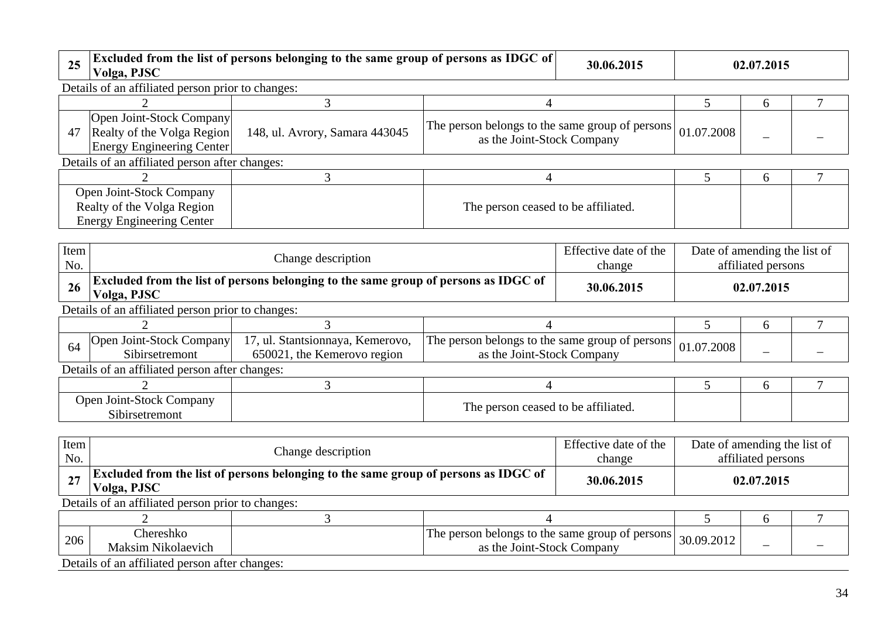| 25 | Excluded from the list of persons belonging to the same group of persons as IDGC of Volga, PJSC | 30.06.2015 | 02.07.2015 |
|---|---|---|---|

Details of an affiliated person prior to changes:

| 1 | 2 | 3 | 4 | 5 | 6 | 7 |
|---|---|---|---|---|---|---|
| 47 | Open Joint-Stock Company Realty of the Volga Region Energy Engineering Center | 148, ul. Avrory, Samara 443045 | The person belongs to the same group of persons as the Joint-Stock Company | 01.07.2008 | – | – |

Details of an affiliated person after changes:

| 2 | 3 | 4 | 5 | 6 | 7 |
|---|---|---|---|---|---|
| Open Joint-Stock Company Realty of the Volga Region Energy Engineering Center | | The person ceased to be affiliated. | | | |

| Item No. | Change description | Effective date of the change | Date of amending the list of affiliated persons |
|---|---|---|---|
| 26 | Excluded from the list of persons belonging to the same group of persons as IDGC of Volga, PJSC | 30.06.2015 | 02.07.2015 |

Details of an affiliated person prior to changes:

| 1 | 2 | 3 | 4 | 5 | 6 | 7 |
|---|---|---|---|---|---|---|
| 64 | Open Joint-Stock Company Sibirsetremont | 17, ul. Stantsionnaya, Kemerovo, 650021, the Kemerovo region | The person belongs to the same group of persons as the Joint-Stock Company | 01.07.2008 | – | – |

Details of an affiliated person after changes:

| 2 | 3 | 4 | 5 | 6 | 7 |
|---|---|---|---|---|---|
| Open Joint-Stock Company Sibirsetremont | | The person ceased to be affiliated. | | | |

| Item No. | Change description | Effective date of the change | Date of amending the list of affiliated persons |
|---|---|---|---|
| 27 | Excluded from the list of persons belonging to the same group of persons as IDGC of Volga, PJSC | 30.06.2015 | 02.07.2015 |

Details of an affiliated person prior to changes:

| 1 | 2 | 3 | 4 | 5 | 6 | 7 |
|---|---|---|---|---|---|---|
| 206 | Chereshko Maksim Nikolaevich | | The person belongs to the same group of persons as the Joint-Stock Company | 30.09.2012 | – | – |

Details of an affiliated person after changes: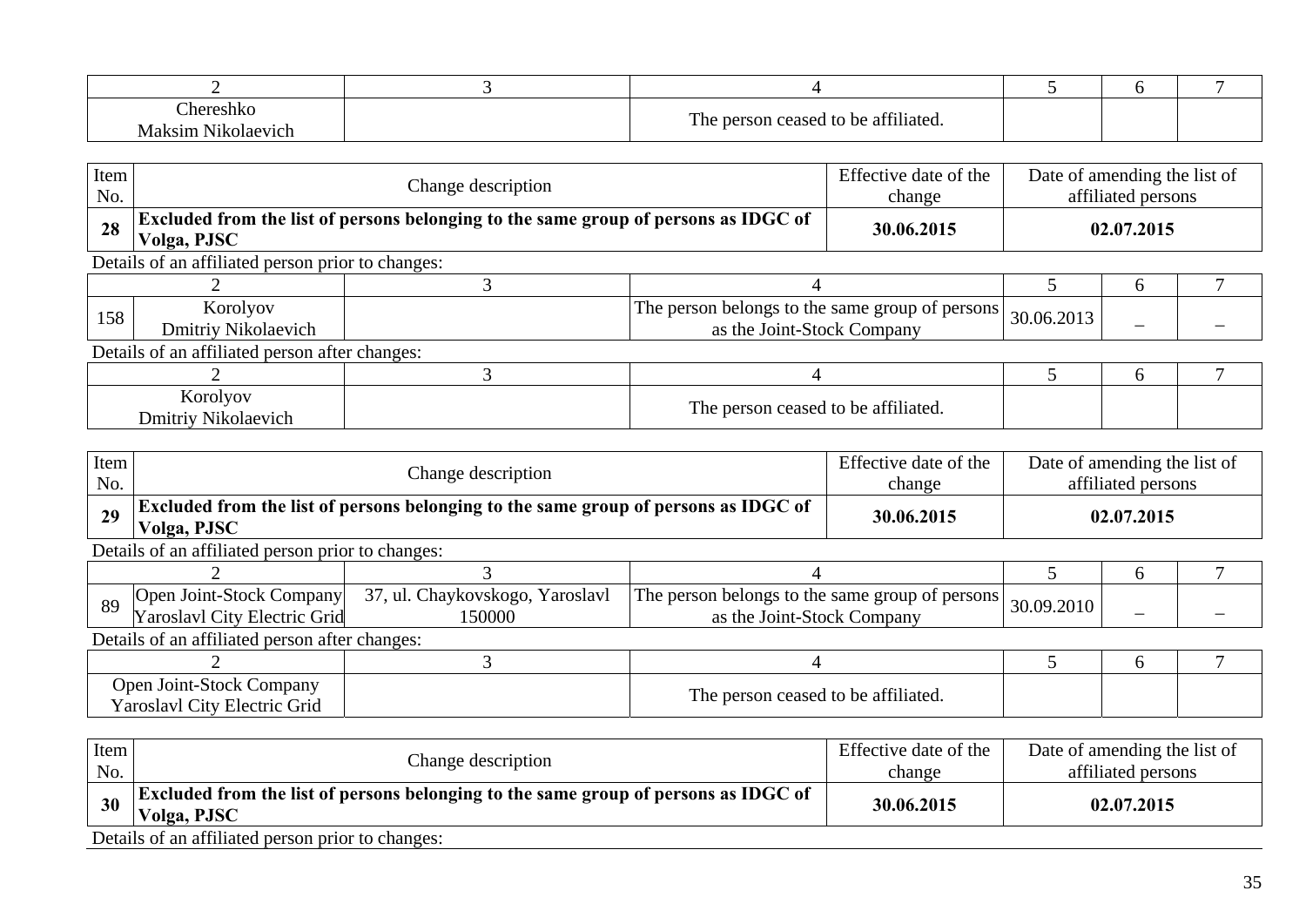| 2 | 3 | 4 | 5 | 6 | 7 |
|---|---|---|---|---|---|
| Chereshko Maksim Nikolaevich | | The person ceased to be affiliated. | | | |

| Item No. | Change description | Effective date of the change | Date of amending the list of affiliated persons |
|---|---|---|---|
| **28** | **Excluded from the list of persons belonging to the same group of persons as IDGC of Volga, PJSC** | **30.06.2015** | **02.07.2015** |

Details of an affiliated person prior to changes:

| 1 | 2 | 3 | 4 | 5 | 6 | 7 |
|---|---|---|---|---|---|---|
| 158 | Korolyov Dmitriy Nikolaevich | | The person belongs to the same group of persons as the Joint-Stock Company | 30.06.2013 | – | – |

Details of an affiliated person after changes:

| 2 | 3 | 4 | 5 | 6 | 7 |
|---|---|---|---|---|---|
| Korolyov Dmitriy Nikolaevich | | The person ceased to be affiliated. | | | |

| Item No. | Change description | Effective date of the change | Date of amending the list of affiliated persons |
|---|---|---|---|
| **29** | **Excluded from the list of persons belonging to the same group of persons as IDGC of Volga, PJSC** | **30.06.2015** | **02.07.2015** |

Details of an affiliated person prior to changes:

| 1 | 2 | 3 | 4 | 5 | 6 | 7 |
|---|---|---|---|---|---|---|
| 89 | Open Joint-Stock Company Yaroslavl City Electric Grid | 37, ul. Chaykovskogo, Yaroslavl 150000 | The person belongs to the same group of persons as the Joint-Stock Company | 30.09.2010 | – | – |

Details of an affiliated person after changes:

| 2 | 3 | 4 | 5 | 6 | 7 |
|---|---|---|---|---|---|
| Open Joint-Stock Company Yaroslavl City Electric Grid | | The person ceased to be affiliated. | | | |

| Item No. | Change description | Effective date of the change | Date of amending the list of affiliated persons |
|---|---|---|---|
| **30** | **Excluded from the list of persons belonging to the same group of persons as IDGC of Volga, PJSC** | **30.06.2015** | **02.07.2015** |

Details of an affiliated person prior to changes: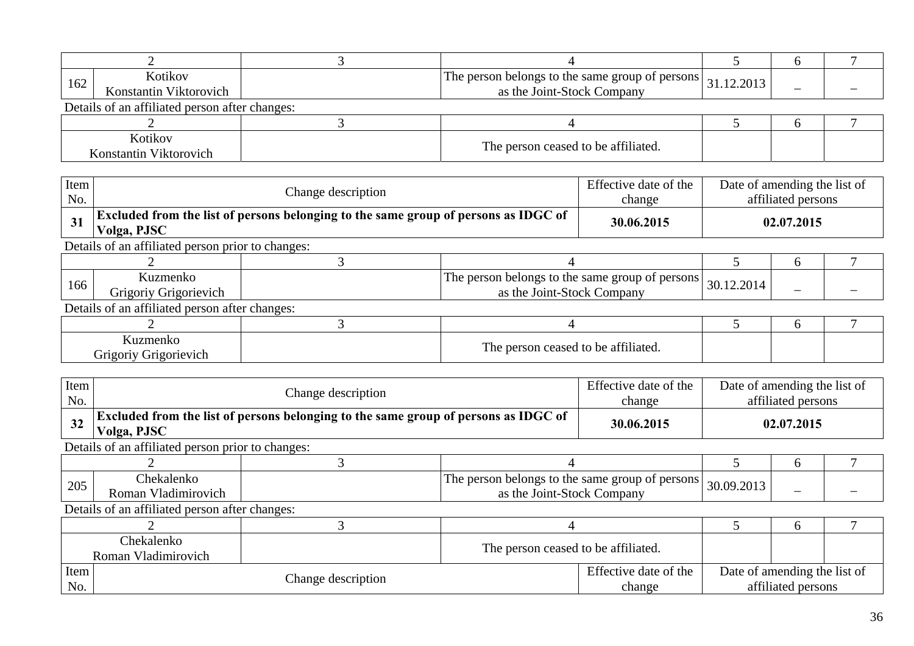| | 2 | 3 | 4 | 5 | 6 | 7 |
|---|---|---|---|---|---|---|
| 162 | Kotikov Konstantin Viktorovich | | The person belongs to the same group of persons as the Joint-Stock Company | 31.12.2013 | – | – |

Details of an affiliated person after changes:

| 2 | 3 | 4 | 5 | 6 | 7 |
|---|---|---|---|---|---|
| Kotikov Konstantin Viktorovich | | The person ceased to be affiliated. | | | |

| Item No. | Change description | Effective date of the change | Date of amending the list of affiliated persons |
|---|---|---|---|
| **31** | **Excluded from the list of persons belonging to the same group of persons as IDGC of Volga, PJSC** | **30.06.2015** | **02.07.2015** |

Details of an affiliated person prior to changes:

| | 2 | 3 | 4 | 5 | 6 | 7 |
|---|---|---|---|---|---|---|
| 166 | Kuzmenko Grigoriy Grigorievich | | The person belongs to the same group of persons as the Joint-Stock Company | 30.12.2014 | – | – |

Details of an affiliated person after changes:

| 2 | 3 | 4 | 5 | 6 | 7 |
|---|---|---|---|---|---|
| Kuzmenko Grigoriy Grigorievich | | The person ceased to be affiliated. | | | |

| Item No. | Change description | Effective date of the change | Date of amending the list of affiliated persons |
|---|---|---|---|
| **32** | **Excluded from the list of persons belonging to the same group of persons as IDGC of Volga, PJSC** | **30.06.2015** | **02.07.2015** |

Details of an affiliated person prior to changes:

| | 2 | 3 | 4 | 5 | 6 | 7 |
|---|---|---|---|---|---|---|
| 205 | Chekalenko Roman Vladimirovich | | The person belongs to the same group of persons as the Joint-Stock Company | 30.09.2013 | – | – |

Details of an affiliated person after changes:

| 2 | 3 | 4 | 5 | 6 | 7 |
|---|---|---|---|---|---|
| Chekalenko Roman Vladimirovich | | The person ceased to be affiliated. | | | |

| Item No. | Change description | Effective date of the change | Date of amending the list of affiliated persons |
|---|---|---|---|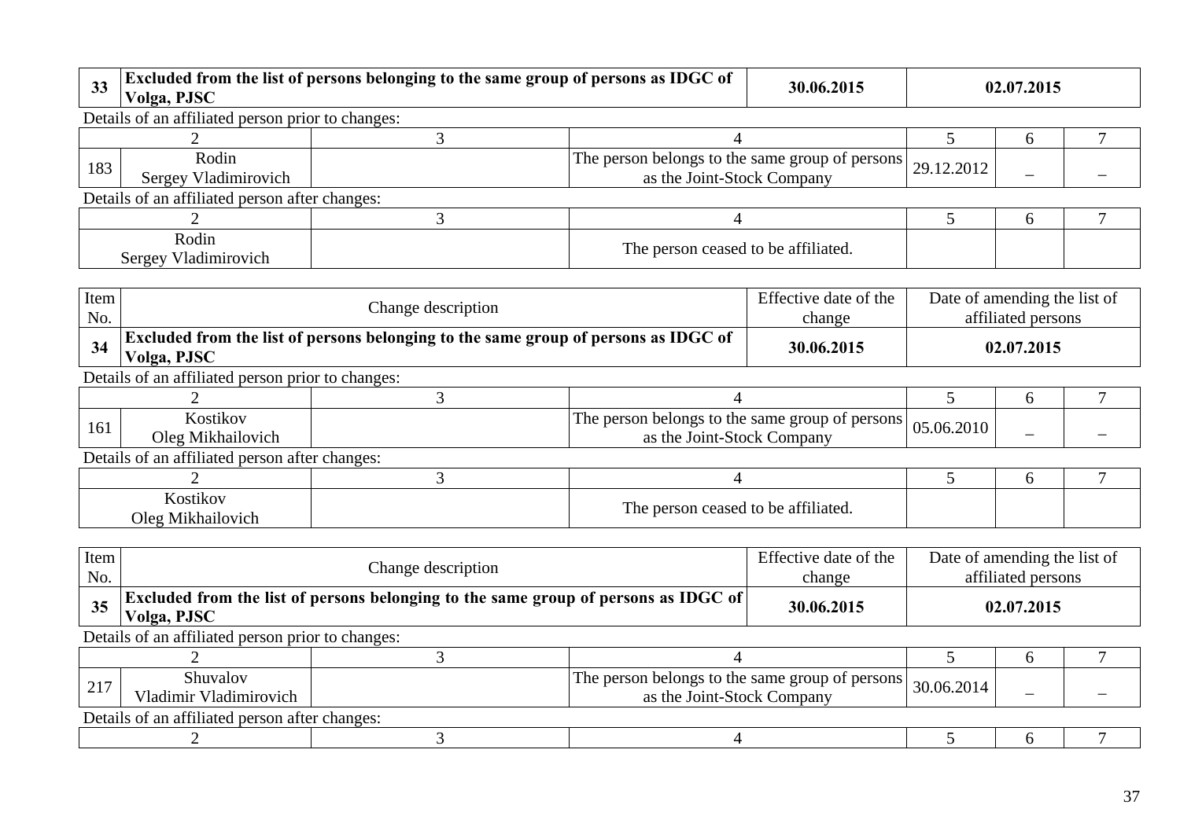| 33 | **Excluded from the list of persons belonging to the same group of persons as IDGC of Volga, PJSC** | **30.06.2015** | **02.07.2015** |
|---|---|---|---|

Details of an affiliated person prior to changes:

| | 2 | 3 | 4 | 5 | 6 | 7 |
|---|---|---|---|---|---|---|
| 183 | Rodin Sergey Vladimirovich | | The person belongs to the same group of persons as the Joint-Stock Company | 29.12.2012 | – | – |

Details of an affiliated person after changes:

| 2 | 3 | 4 | 5 | 6 | 7 |
|---|---|---|---|---|---|
| Rodin Sergey Vladimirovich | | The person ceased to be affiliated. | | | |

| Item No. | Change description | Effective date of the change | Date of amending the list of affiliated persons |
|---|---|---|---|
| **34** | **Excluded from the list of persons belonging to the same group of persons as IDGC of Volga, PJSC** | **30.06.2015** | **02.07.2015** |

Details of an affiliated person prior to changes:

| | 2 | 3 | 4 | 5 | 6 | 7 |
|---|---|---|---|---|---|---|
| 161 | Kostikov Oleg Mikhailovich | | The person belongs to the same group of persons as the Joint-Stock Company | 05.06.2010 | – | – |

Details of an affiliated person after changes:

| 2 | 3 | 4 | 5 | 6 | 7 |
|---|---|---|---|---|---|
| Kostikov Oleg Mikhailovich | | The person ceased to be affiliated. | | | |

| Item No. | Change description | Effective date of the change | Date of amending the list of affiliated persons |
|---|---|---|---|
| **35** | **Excluded from the list of persons belonging to the same group of persons as IDGC of Volga, PJSC** | **30.06.2015** | **02.07.2015** |

Details of an affiliated person prior to changes:

| | 2 | 3 | 4 | 5 | 6 | 7 |
|---|---|---|---|---|---|---|
| 217 | Shuvalov Vladimir Vladimirovich | | The person belongs to the same group of persons as the Joint-Stock Company | 30.06.2014 | – | – |

Details of an affiliated person after changes:

| 2 | 3 | 4 | 5 | 6 | 7 |
|---|---|---|---|---|---|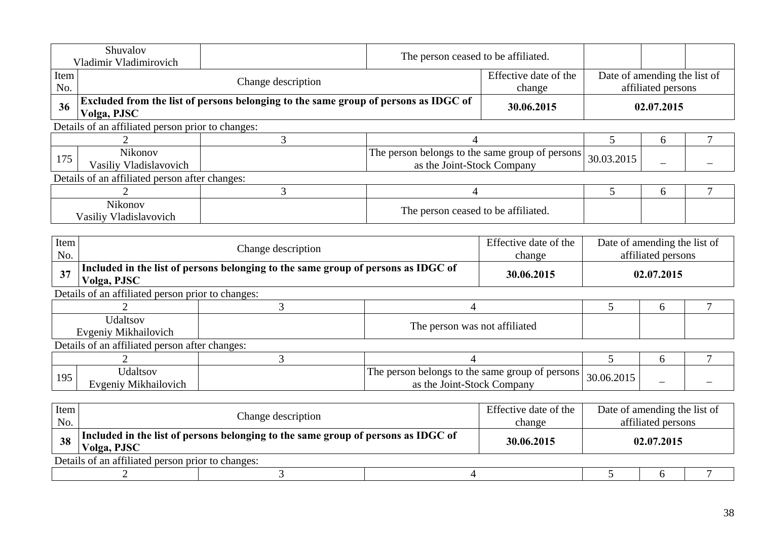| Shuvalov Vladimir Vladimirovich | | The person ceased to be affiliated. | | | |
|---|---|---|---|---|---|

| Item No. | Change description | Effective date of the change | Date of amending the list of affiliated persons |
|---|---|---|---|
| **36** | **Excluded from the list of persons belonging to the same group of persons as IDGC of Volga, PJSC** | **30.06.2015** | **02.07.2015** |

Details of an affiliated person prior to changes:

| | 2 | 3 | 4 | 5 | 6 | 7 |
|---|---|---|---|---|---|---|
| 175 | Nikonov Vasiliy Vladislavovich | | The person belongs to the same group of persons as the Joint-Stock Company | 30.03.2015 | – | – |

Details of an affiliated person after changes:

| 2 | 3 | 4 | 5 | 6 | 7 |
|---|---|---|---|---|---|
| Nikonov Vasiliy Vladislavovich | | The person ceased to be affiliated. | | | |

| Item No. | Change description | Effective date of the change | Date of amending the list of affiliated persons |
|---|---|---|---|
| **37** | **Included in the list of persons belonging to the same group of persons as IDGC of Volga, PJSC** | **30.06.2015** | **02.07.2015** |

Details of an affiliated person prior to changes:

| 2 | 3 | 4 | 5 | 6 | 7 |
|---|---|---|---|---|---|
| Udaltsov Evgeniy Mikhailovich | | The person was not affiliated | | | |

Details of an affiliated person after changes:

| | 2 | 3 | 4 | 5 | 6 | 7 |
|---|---|---|---|---|---|---|
| 195 | Udaltsov Evgeniy Mikhailovich | | The person belongs to the same group of persons as the Joint-Stock Company | 30.06.2015 | – | – |

| Item No. | Change description | Effective date of the change | Date of amending the list of affiliated persons |
|---|---|---|---|
| **38** | **Included in the list of persons belonging to the same group of persons as IDGC of Volga, PJSC** | **30.06.2015** | **02.07.2015** |

Details of an affiliated person prior to changes:

| 2 | 3 | 4 | 5 | 6 | 7 |
|---|---|---|---|---|---|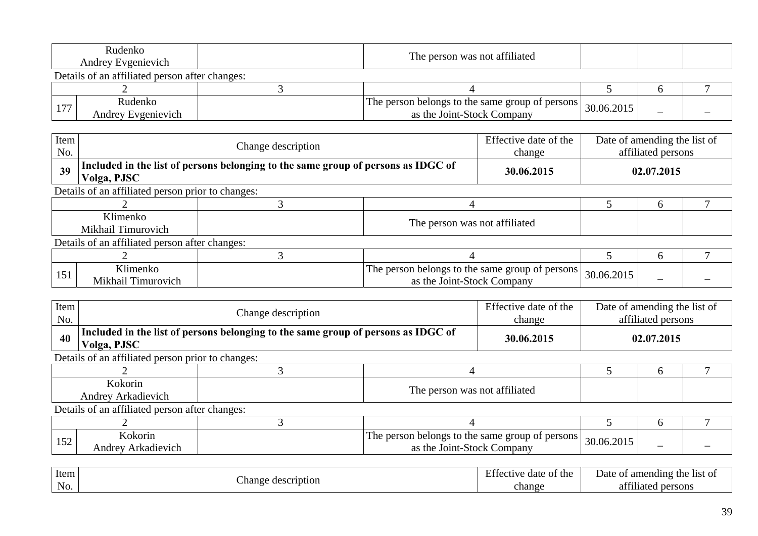| 2 | 3 | 4 | 5 | 6 | 7 |
|---|---|---|---|---|---|
| Rudenko Andrey Evgenievich | | The person was not affiliated | | | |

Details of an affiliated person after changes:

| 1 | 2 | 3 | 4 | 5 | 6 | 7 |
|---|---|---|---|---|---|---|
| 177 | Rudenko Andrey Evgenievich | | The person belongs to the same group of persons as the Joint-Stock Company | 30.06.2015 | – | – |

| Item No. | Change description | Effective date of the change | Date of amending the list of affiliated persons |
|---|---|---|---|
| **39** | **Included in the list of persons belonging to the same group of persons as IDGC of Volga, PJSC** | **30.06.2015** | **02.07.2015** |

Details of an affiliated person prior to changes:

| 2 | 3 | 4 | 5 | 6 | 7 |
|---|---|---|---|---|---|
| Klimenko Mikhail Timurovich | | The person was not affiliated | | | |

Details of an affiliated person after changes:

| 1 | 2 | 3 | 4 | 5 | 6 | 7 |
|---|---|---|---|---|---|---|
| 151 | Klimenko Mikhail Timurovich | | The person belongs to the same group of persons as the Joint-Stock Company | 30.06.2015 | – | – |

| Item No. | Change description | Effective date of the change | Date of amending the list of affiliated persons |
|---|---|---|---|
| **40** | **Included in the list of persons belonging to the same group of persons as IDGC of Volga, PJSC** | **30.06.2015** | **02.07.2015** |

Details of an affiliated person prior to changes:

| 2 | 3 | 4 | 5 | 6 | 7 |
|---|---|---|---|---|---|
| Kokorin Andrey Arkadievich | | The person was not affiliated | | | |

Details of an affiliated person after changes:

| 1 | 2 | 3 | 4 | 5 | 6 | 7 |
|---|---|---|---|---|---|---|
| 152 | Kokorin Andrey Arkadievich | | The person belongs to the same group of persons as the Joint-Stock Company | 30.06.2015 | – | – |

| Item No. | Change description | Effective date of the change | Date of amending the list of affiliated persons |
|---|---|---|---|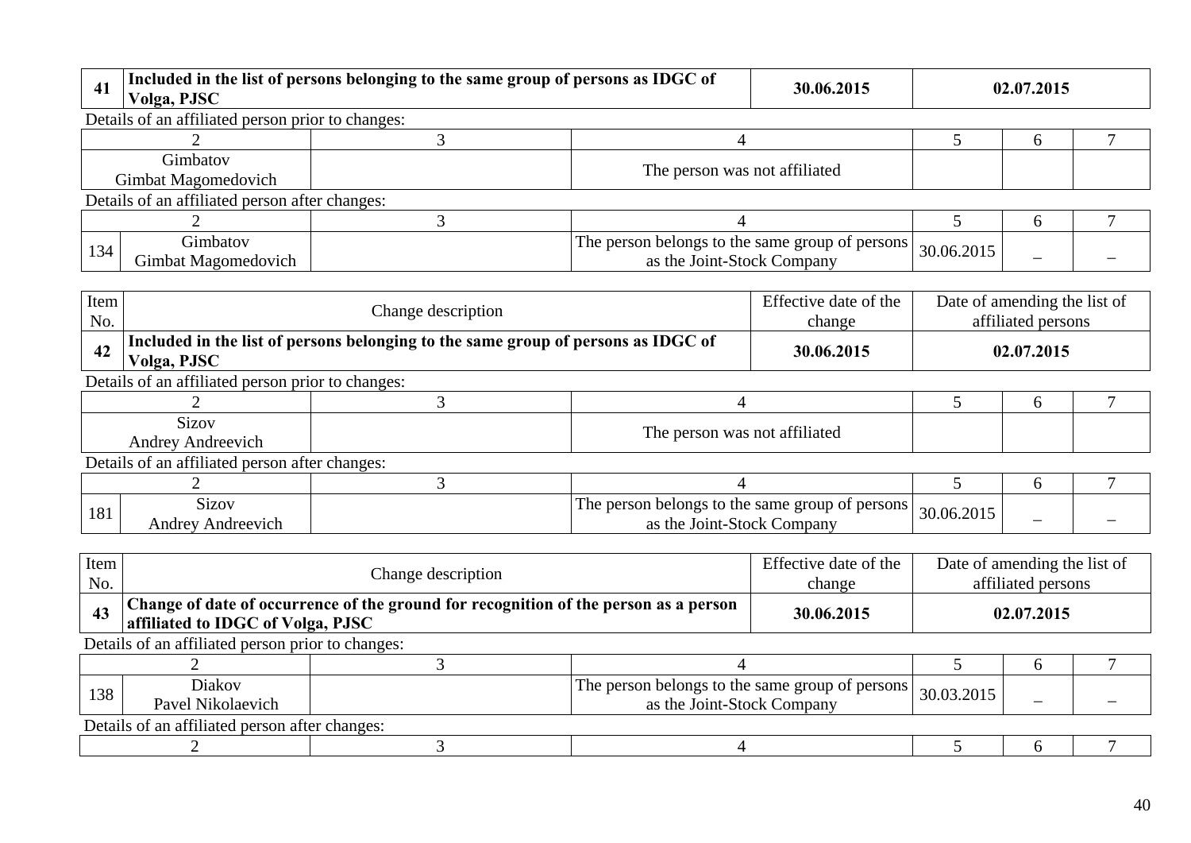| 41 | Included in the list of persons belonging to the same group of persons as IDGC of Volga, PJSC | 30.06.2015 | 02.07.2015 |
|---|---|---|---|

Details of an affiliated person prior to changes:

| 2 | 3 | 4 | 5 | 6 | 7 |
|---|---|---|---|---|---|
| Gimbatov Gimbat Magomedovich | | The person was not affiliated | | | |

Details of an affiliated person after changes:

| | 2 | 3 | 4 | 5 | 6 | 7 |
|---|---|---|---|---|---|---|
| 134 | Gimbatov Gimbat Magomedovich | | The person belongs to the same group of persons as the Joint-Stock Company | 30.06.2015 | – | – |

| Item No. | Change description | Effective date of the change | Date of amending the list of affiliated persons |
|---|---|---|---|
| **42** | **Included in the list of persons belonging to the same group of persons as IDGC of Volga, PJSC** | **30.06.2015** | **02.07.2015** |

Details of an affiliated person prior to changes:

| 2 | 3 | 4 | 5 | 6 | 7 |
|---|---|---|---|---|---|
| Sizov Andrey Andreevich | | The person was not affiliated | | | |

Details of an affiliated person after changes:

| | 2 | 3 | 4 | 5 | 6 | 7 |
|---|---|---|---|---|---|---|
| 181 | Sizov Andrey Andreevich | | The person belongs to the same group of persons as the Joint-Stock Company | 30.06.2015 | – | – |

| Item No. | Change description | Effective date of the change | Date of amending the list of affiliated persons |
|---|---|---|---|
| **43** | **Change of date of occurrence of the ground for recognition of the person as a person affiliated to IDGC of Volga, PJSC** | **30.06.2015** | **02.07.2015** |

Details of an affiliated person prior to changes:

| | 2 | 3 | 4 | 5 | 6 | 7 |
|---|---|---|---|---|---|---|
| 138 | Diakov Pavel Nikolaevich | | The person belongs to the same group of persons as the Joint-Stock Company | 30.03.2015 | – | – |

Details of an affiliated person after changes:

| 2 | 3 | 4 | 5 | 6 | 7 |
|---|---|---|---|---|---|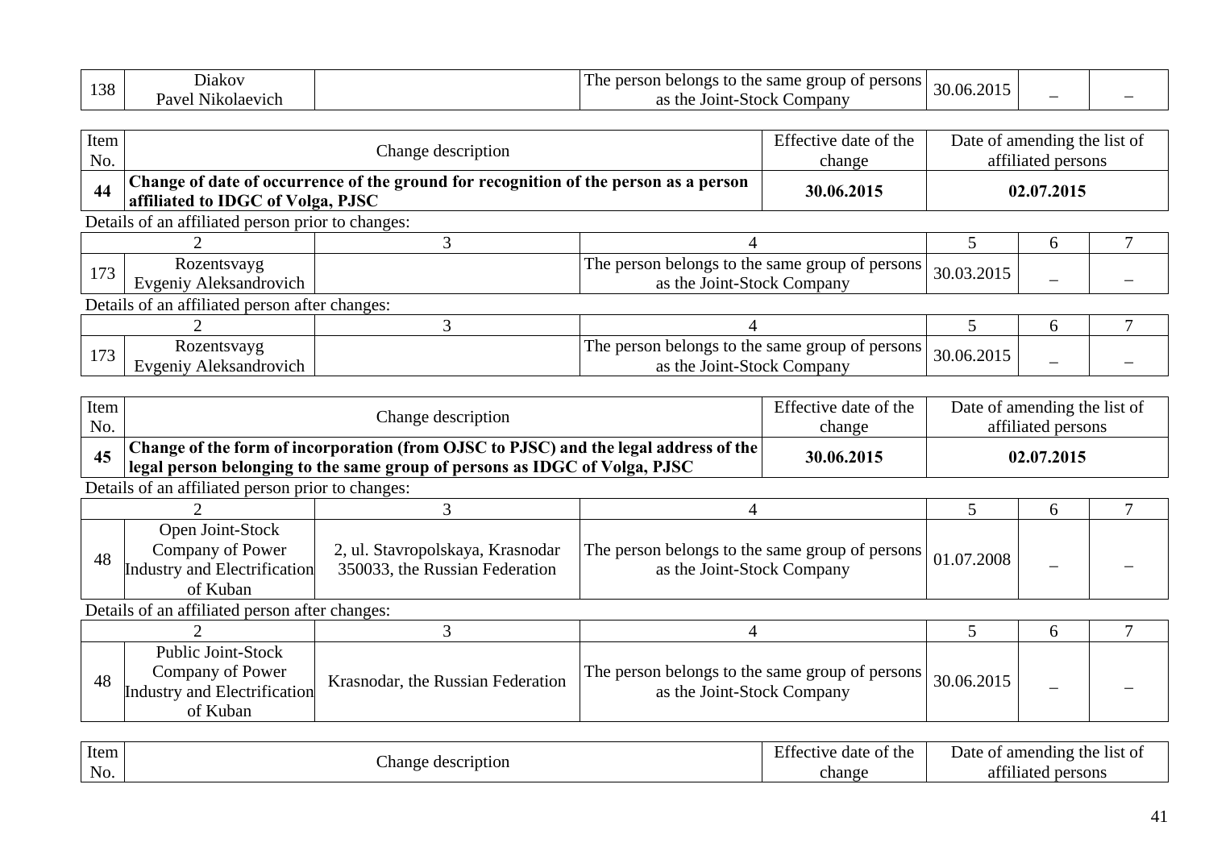| 138 | Diakov Pavel Nikolaevich | | The person belongs to the same group of persons as the Joint-Stock Company | 30.06.2015 | – | – |
|---|---|---|---|---|---|---|

| Item No. | Change description | Effective date of the change | Date of amending the list of affiliated persons |
|---|---|---|---|
| **44** | **Change of date of occurrence of the ground for recognition of the person as a person affiliated to IDGC of Volga, PJSC** | **30.06.2015** | **02.07.2015** |

Details of an affiliated person prior to changes:

| | 2 | 3 | 4 | 5 | 6 | 7 |
|---|---|---|---|---|---|---|
| 173 | Rozentsvayg Evgeniy Aleksandrovich | | The person belongs to the same group of persons as the Joint-Stock Company | 30.03.2015 | – | – |

Details of an affiliated person after changes:

| | 2 | 3 | 4 | 5 | 6 | 7 |
|---|---|---|---|---|---|---|
| 173 | Rozentsvayg Evgeniy Aleksandrovich | | The person belongs to the same group of persons as the Joint-Stock Company | 30.06.2015 | – | – |

| Item No. | Change description | Effective date of the change | Date of amending the list of affiliated persons |
|---|---|---|---|
| **45** | **Change of the form of incorporation (from OJSC to PJSC) and the legal address of the legal person belonging to the same group of persons as IDGC of Volga, PJSC** | **30.06.2015** | **02.07.2015** |

Details of an affiliated person prior to changes:

| | 2 | 3 | 4 | 5 | 6 | 7 |
|---|---|---|---|---|---|---|
| 48 | Open Joint-Stock Company of Power Industry and Electrification of Kuban | 2, ul. Stavropolskaya, Krasnodar 350033, the Russian Federation | The person belongs to the same group of persons as the Joint-Stock Company | 01.07.2008 | – | – |

Details of an affiliated person after changes:

| | 2 | 3 | 4 | 5 | 6 | 7 |
|---|---|---|---|---|---|---|
| 48 | Public Joint-Stock Company of Power Industry and Electrification of Kuban | Krasnodar, the Russian Federation | The person belongs to the same group of persons as the Joint-Stock Company | 30.06.2015 | – | – |

| Item No. | Change description | Effective date of the change | Date of amending the list of affiliated persons |
|---|---|---|---|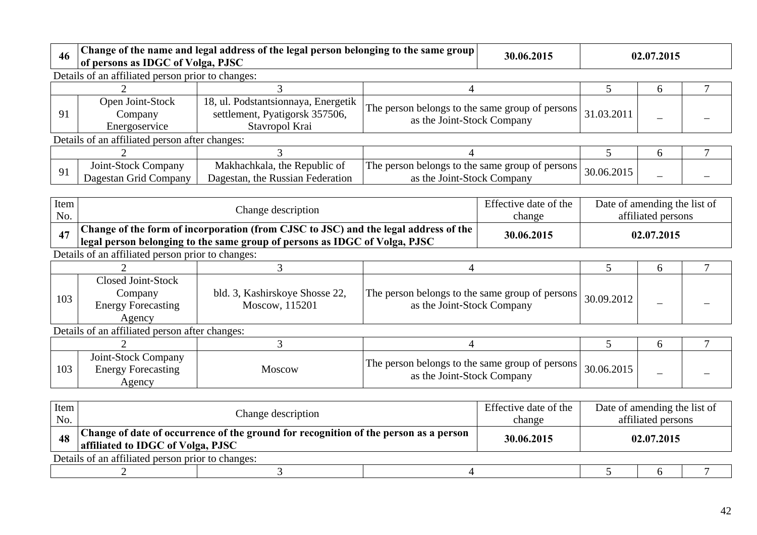| 46 | **Change of the name and legal address of the legal person belonging to the same group of persons as IDGC of Volga, PJSC** | **30.06.2015** | **02.07.2015** |
|---|---|---|---|

Details of an affiliated person prior to changes:

| | 2 | 3 | 4 | 5 | 6 | 7 |
|---|---|---|---|---|---|---|
| 91 | Open Joint-Stock Company Energoservice | 18, ul. Podstantsionnaya, Energetik settlement, Pyatigorsk 357506, Stavropol Krai | The person belongs to the same group of persons as the Joint-Stock Company | 31.03.2011 | – | – |

Details of an affiliated person after changes:

| | 2 | 3 | 4 | 5 | 6 | 7 |
|---|---|---|---|---|---|---|
| 91 | Joint-Stock Company Dagestan Grid Company | Makhachkala, the Republic of Dagestan, the Russian Federation | The person belongs to the same group of persons as the Joint-Stock Company | 30.06.2015 | – | – |

| Item No. | Change description | Effective date of the change | Date of amending the list of affiliated persons |
|---|---|---|---|
| **47** | **Change of the form of incorporation (from CJSC to JSC) and the legal address of the legal person belonging to the same group of persons as IDGC of Volga, PJSC** | **30.06.2015** | **02.07.2015** |

Details of an affiliated person prior to changes:

| | 2 | 3 | 4 | 5 | 6 | 7 |
|---|---|---|---|---|---|---|
| 103 | Closed Joint-Stock Company Energy Forecasting Agency | bld. 3, Kashirskoye Shosse 22, Moscow, 115201 | The person belongs to the same group of persons as the Joint-Stock Company | 30.09.2012 | – | – |

Details of an affiliated person after changes:

| | 2 | 3 | 4 | 5 | 6 | 7 |
|---|---|---|---|---|---|---|
| 103 | Joint-Stock Company Energy Forecasting Agency | Moscow | The person belongs to the same group of persons as the Joint-Stock Company | 30.06.2015 | – | – |

| Item No. | Change description | Effective date of the change | Date of amending the list of affiliated persons |
|---|---|---|---|
| **48** | **Change of date of occurrence of the ground for recognition of the person as a person affiliated to IDGC of Volga, PJSC** | **30.06.2015** | **02.07.2015** |

Details of an affiliated person prior to changes:

| | 2 | 3 | 4 | 5 | 6 | 7 |
|---|---|---|---|---|---|---|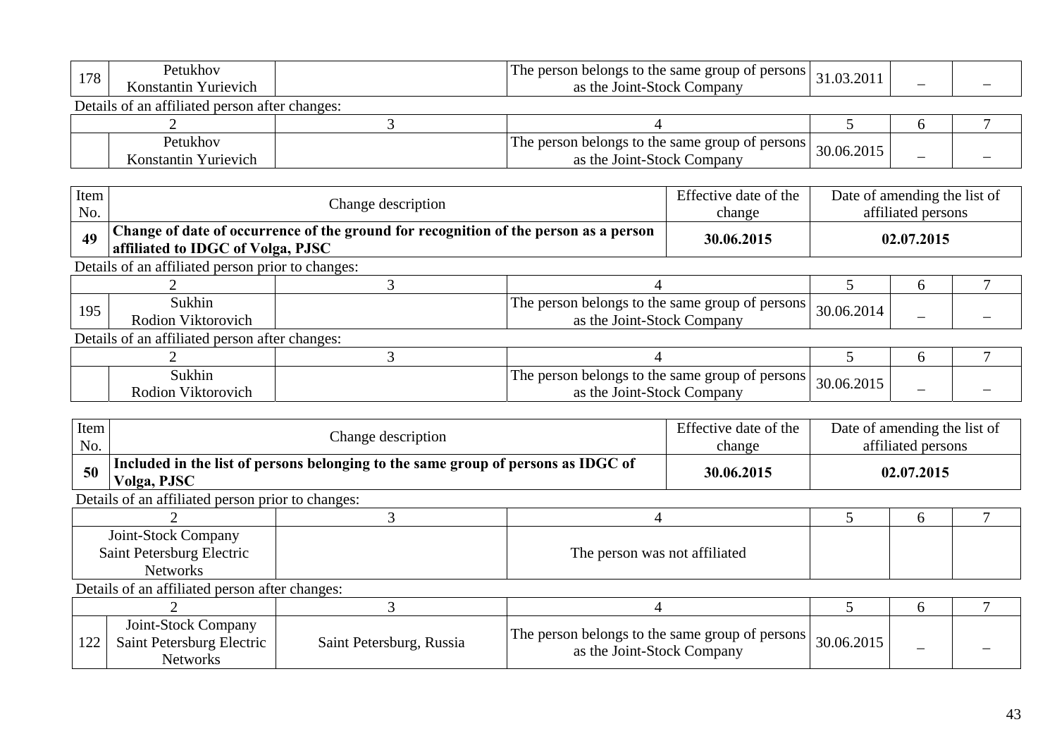| 178 | Petukhov Konstantin Yurievich | | The person belongs to the same group of persons as the Joint-Stock Company | 31.03.2011 | – | – |
|---|---|---|---|---|---|---|

Details of an affiliated person after changes:

| | 2 | 3 | 4 | 5 | 6 | 7 |
|---|---|---|---|---|---|---|
| | Petukhov Konstantin Yurievich | | The person belongs to the same group of persons as the Joint-Stock Company | 30.06.2015 | – | – |

| Item No. | Change description | Effective date of the change | Date of amending the list of affiliated persons |
|---|---|---|---|
| **49** | **Change of date of occurrence of the ground for recognition of the person as a person affiliated to IDGC of Volga, PJSC** | **30.06.2015** | **02.07.2015** |

Details of an affiliated person prior to changes:

| | 2 | 3 | 4 | 5 | 6 | 7 |
|---|---|---|---|---|---|---|
| 195 | Sukhin Rodion Viktorovich | | The person belongs to the same group of persons as the Joint-Stock Company | 30.06.2014 | – | – |

Details of an affiliated person after changes:

| | 2 | 3 | 4 | 5 | 6 | 7 |
|---|---|---|---|---|---|---|
| | Sukhin Rodion Viktorovich | | The person belongs to the same group of persons as the Joint-Stock Company | 30.06.2015 | – | – |

| Item No. | Change description | Effective date of the change | Date of amending the list of affiliated persons |
|---|---|---|---|
| **50** | **Included in the list of persons belonging to the same group of persons as IDGC of Volga, PJSC** | **30.06.2015** | **02.07.2015** |

Details of an affiliated person prior to changes:

| 2 | 3 | 4 | 5 | 6 | 7 |
|---|---|---|---|---|---|
| Joint-Stock Company Saint Petersburg Electric Networks | | The person was not affiliated | | | |

Details of an affiliated person after changes:

| | 2 | 3 | 4 | 5 | 6 | 7 |
|---|---|---|---|---|---|---|
| 122 | Joint-Stock Company Saint Petersburg Electric Networks | Saint Petersburg, Russia | The person belongs to the same group of persons as the Joint-Stock Company | 30.06.2015 | – | – |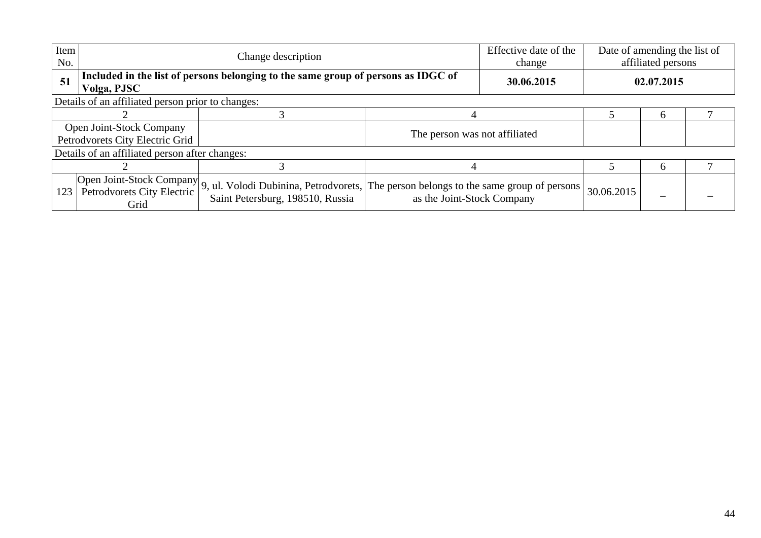| Item No. | Change description | Effective date of the change | Date of amending the list of affiliated persons |
|---|---|---|---|
| **51** | **Included in the list of persons belonging to the same group of persons as IDGC of Volga, PJSC** | **30.06.2015** | **02.07.2015** |

Details of an affiliated person prior to changes:

| 2 | 3 | 4 | 5 | 6 | 7 |
|---|---|---|---|---|---|
| Open Joint-Stock Company Petrodvorets City Electric Grid | | The person was not affiliated | | | |

Details of an affiliated person after changes:

| | 2 | 3 | 4 | 5 | 6 | 7 |
|---|---|---|---|---|---|---|
| 123 | Open Joint-Stock Company Petrodvorets City Electric Grid | 9, ul. Volodi Dubinina, Petrodvorets, Saint Petersburg, 198510, Russia | The person belongs to the same group of persons as the Joint-Stock Company | 30.06.2015 | – | – |